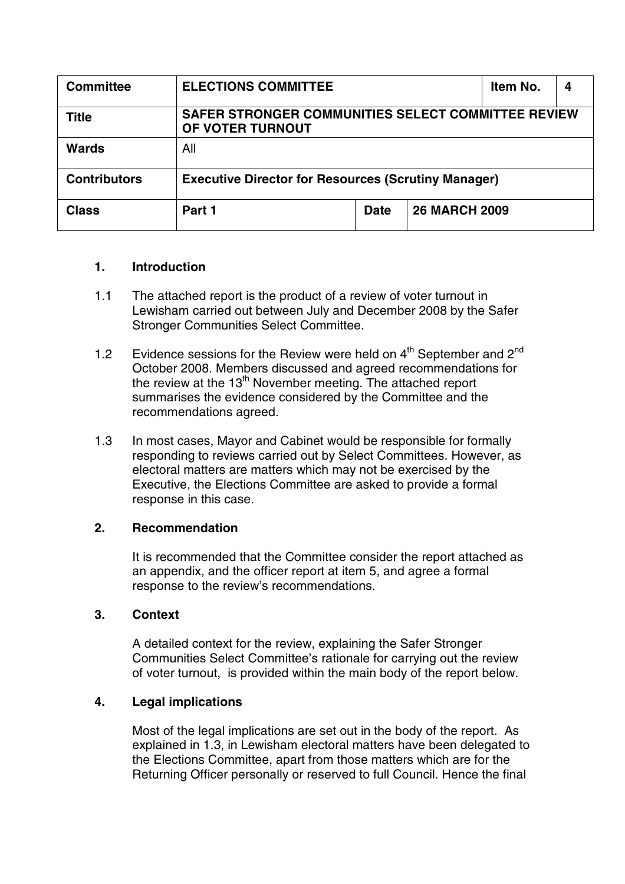| Committee | ELECTIONS COMMITTEE | | | Item No. | 4 |
|---|---|---|---|---|---|
| Title | SAFER STRONGER COMMUNITIES SELECT COMMITTEE REVIEW OF VOTER TURNOUT | | | | |
| Wards | All | | | | |
| Contributors | Executive Director for Resources (Scrutiny Manager) | | | | |
| Class | Part 1 | Date | 26 MARCH 2009 | | |

## 1. Introduction

1.1 The attached report is the product of a review of voter turnout in Lewisham carried out between July and December 2008 by the Safer Stronger Communities Select Committee.

1.2 Evidence sessions for the Review were held on 4th September and 2nd October 2008. Members discussed and agreed recommendations for the review at the 13th November meeting. The attached report summarises the evidence considered by the Committee and the recommendations agreed.

1.3 In most cases, Mayor and Cabinet would be responsible for formally responding to reviews carried out by Select Committees. However, as electoral matters are matters which may not be exercised by the Executive, the Elections Committee are asked to provide a formal response in this case.

## 2. Recommendation

It is recommended that the Committee consider the report attached as an appendix, and the officer report at item 5, and agree a formal response to the review's recommendations.

## 3. Context

A detailed context for the review, explaining the Safer Stronger Communities Select Committee's rationale for carrying out the review of voter turnout, is provided within the main body of the report below.

## 4. Legal implications

Most of the legal implications are set out in the body of the report. As explained in 1.3, in Lewisham electoral matters have been delegated to the Elections Committee, apart from those matters which are for the Returning Officer personally or reserved to full Council. Hence the final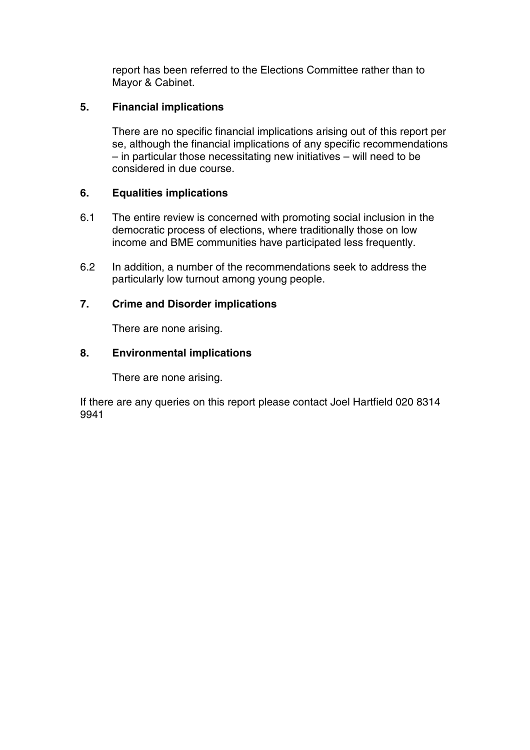report has been referred to the Elections Committee rather than to Mayor & Cabinet.

## 5. Financial implications

There are no specific financial implications arising out of this report per se, although the financial implications of any specific recommendations – in particular those necessitating new initiatives – will need to be considered in due course.

## 6. Equalities implications

6.1 The entire review is concerned with promoting social inclusion in the democratic process of elections, where traditionally those on low income and BME communities have participated less frequently.

6.2 In addition, a number of the recommendations seek to address the particularly low turnout among young people.

## 7. Crime and Disorder implications

There are none arising.

## 8. Environmental implications

There are none arising.

If there are any queries on this report please contact Joel Hartfield 020 8314 9941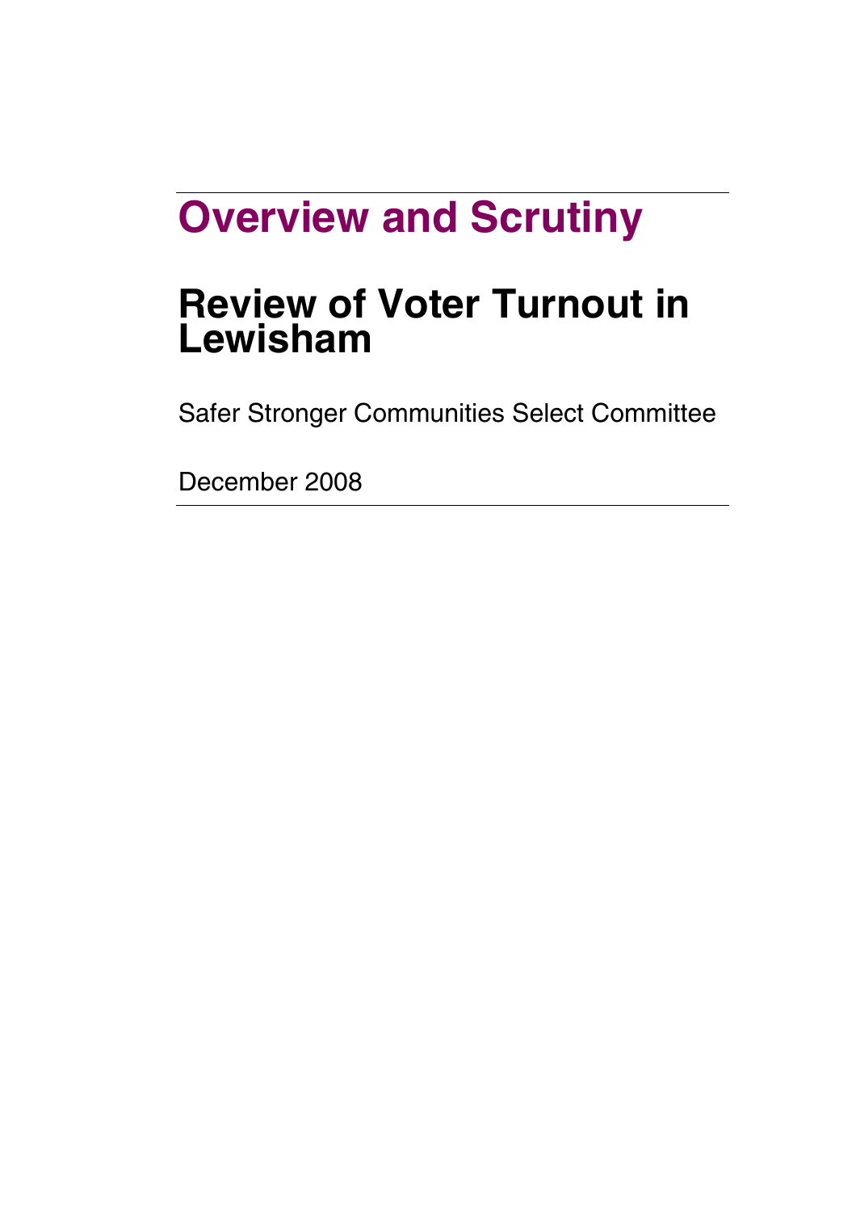# Overview and Scrutiny

## Review of Voter Turnout in Lewisham

Safer Stronger Communities Select Committee

December 2008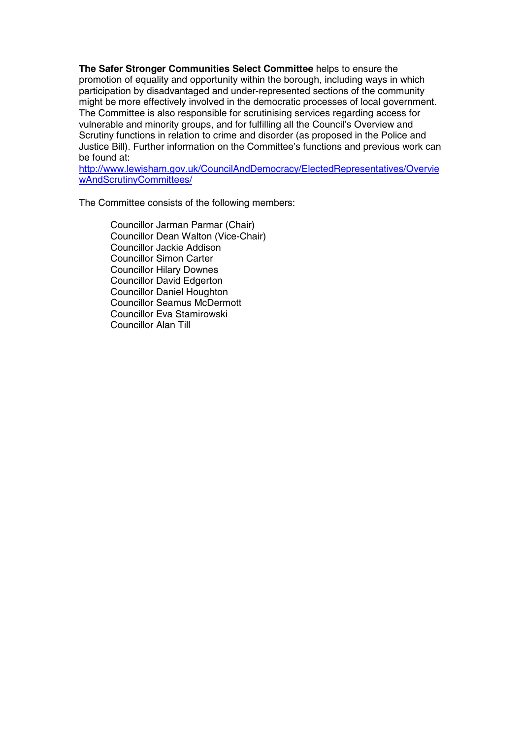**The Safer Stronger Communities Select Committee** helps to ensure the promotion of equality and opportunity within the borough, including ways in which participation by disadvantaged and under-represented sections of the community might be more effectively involved in the democratic processes of local government. The Committee is also responsible for scrutinising services regarding access for vulnerable and minority groups, and for fulfilling all the Council's Overview and Scrutiny functions in relation to crime and disorder (as proposed in the Police and Justice Bill). Further information on the Committee's functions and previous work can be found at:
http://www.lewisham.gov.uk/CouncilAndDemocracy/ElectedRepresentatives/OverviewAndScrutinyCommittees/

The Committee consists of the following members:

Councillor Jarman Parmar (Chair)
Councillor Dean Walton (Vice-Chair)
Councillor Jackie Addison
Councillor Simon Carter
Councillor Hilary Downes
Councillor David Edgerton
Councillor Daniel Houghton
Councillor Seamus McDermott
Councillor Eva Stamirowski
Councillor Alan Till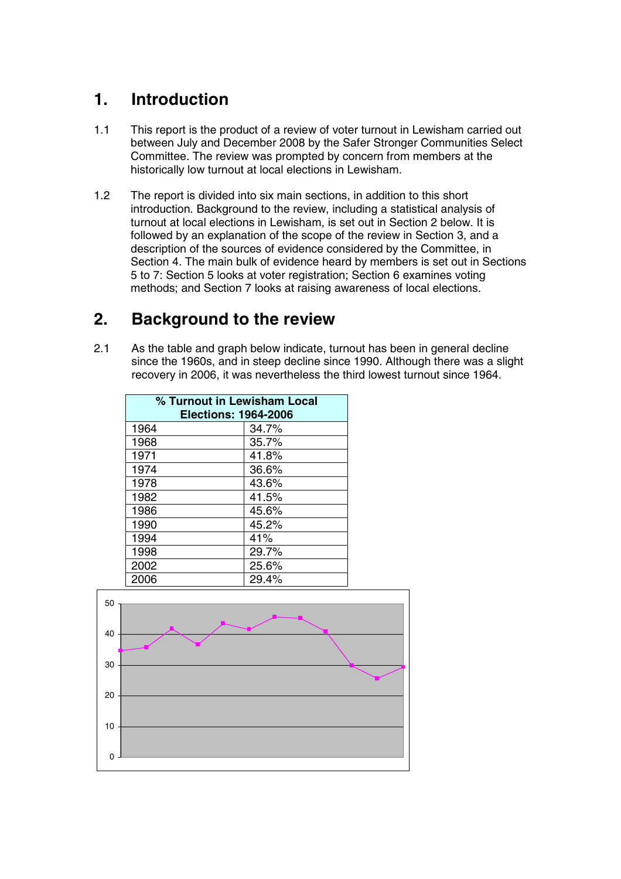# 1. Introduction

1.1 This report is the product of a review of voter turnout in Lewisham carried out between July and December 2008 by the Safer Stronger Communities Select Committee. The review was prompted by concern from members at the historically low turnout at local elections in Lewisham.

1.2 The report is divided into six main sections, in addition to this short introduction. Background to the review, including a statistical analysis of turnout at local elections in Lewisham, is set out in Section 2 below. It is followed by an explanation of the scope of the review in Section 3, and a description of the sources of evidence considered by the Committee, in Section 4. The main bulk of evidence heard by members is set out in Sections 5 to 7: Section 5 looks at voter registration; Section 6 examines voting methods; and Section 7 looks at raising awareness of local elections.

# 2. Background to the review

2.1 As the table and graph below indicate, turnout has been in general decline since the 1960s, and in steep decline since 1990. Although there was a slight recovery in 2006, it was nevertheless the third lowest turnout since 1964.

| % Turnout in Lewisham Local Elections: 1964-2006 | |
|---|---|
| 1964 | 34.7% |
| 1968 | 35.7% |
| 1971 | 41.8% |
| 1974 | 36.6% |
| 1978 | 43.6% |
| 1982 | 41.5% |
| 1986 | 45.6% |
| 1990 | 45.2% |
| 1994 | 41% |
| 1998 | 29.7% |
| 2002 | 25.6% |
| 2006 | 29.4% |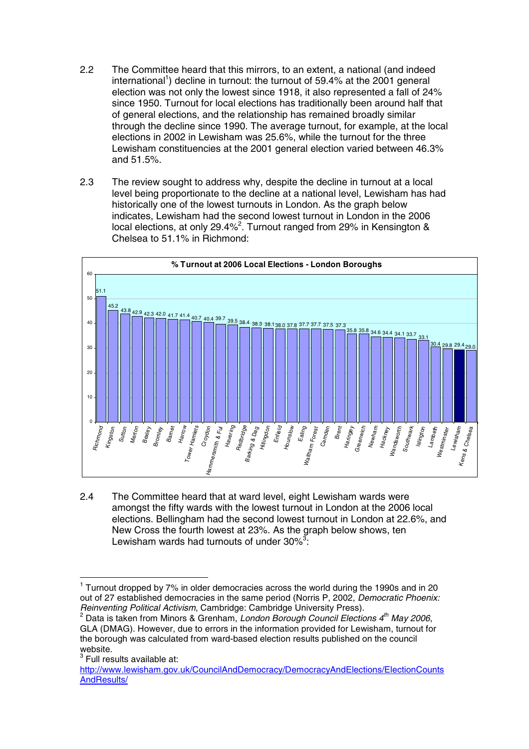2.2 The Committee heard that this mirrors, to an extent, a national (and indeed international[1]) decline in turnout: the turnout of 59.4% at the 2001 general election was not only the lowest since 1918, it also represented a fall of 24% since 1950. Turnout for local elections has traditionally been around half that of general elections, and the relationship has remained broadly similar through the decline since 1990. The average turnout, for example, at the local elections in 2002 in Lewisham was 25.6%, while the turnout for the three Lewisham constituencies at the 2001 general election varied between 46.3% and 51.5%.

2.3 The review sought to address why, despite the decline in turnout at a local level being proportionate to the decline at a national level, Lewisham has had historically one of the lowest turnouts in London. As the graph below indicates, Lewisham had the second lowest turnout in London in the 2006 local elections, at only 29.4%[2]. Turnout ranged from 29% in Kensington & Chelsea to 51.1% in Richmond:

**% Turnout at 2006 Local Elections - London Boroughs**

| Borough | % Turnout |
|---|---|
| Richmond | 51.1 |
| Kingston | 45.2 |
| Sutton | 43.8 |
| Merton | 42.9 |
| Bexley | 42.3 |
| Bromley | 42.0 |
| Barnet | 41.7 |
| Harrow | 41.4 |
| Tower Hamlets | 40.7 |
| Croydon | 40.4 |
| Hammersmith & Ful | 39.7 |
| Havering | 39.5 |
| Redbridge | 38.4 |
| Barking & Dag | 38.3 |
| Hillingdon | 38.1 |
| Enfield | 38.0 |
| Hounslow | 37.8 |
| Ealing | 37.7 |
| Waltham Forest | 37.7 |
| Camden | 37.5 |
| Brent | 37.3 |
| Haringey | 35.8 |
| Greenwich | 35.8 |
| Newham | 34.6 |
| Hackney | 34.4 |
| Wandsworth | 34.1 |
| Southwark | 33.7 |
| Islington | 33.1 |
| Lambeth | 30.4 |
| Westminster | 29.8 |
| Lewisham | 29.4 |
| Kens & Chelsea | 29.0 |

2.4 The Committee heard that at ward level, eight Lewisham wards were amongst the fifty wards with the lowest turnout in London at the 2006 local elections. Bellingham had the second lowest turnout in London at 22.6%, and New Cross the fourth lowest at 23%. As the graph below shows, ten Lewisham wards had turnouts of under 30%[3]:

---

[1] Turnout dropped by 7% in older democracies across the world during the 1990s and in 20 out of 27 established democracies in the same period (Norris P, 2002, *Democratic Phoenix: Reinventing Political Activism*, Cambridge: Cambridge University Press).

[2] Data is taken from Minors & Grenham, *London Borough Council Elections 4th May 2006*, GLA (DMAG). However, due to errors in the information provided for Lewisham, turnout for the borough was calculated from ward-based election results published on the council website.

[3] Full results available at: http://www.lewisham.gov.uk/CouncilAndDemocracy/DemocracyAndElections/ElectionCountsAndResults/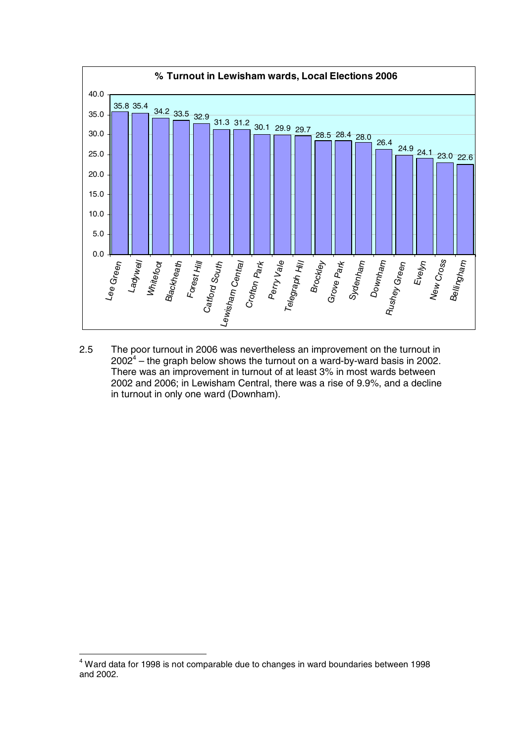**% Turnout in Lewisham wards, Local Elections 2006**

| Ward | % Turnout |
|---|---|
| Lee Green | 35.8 |
| Ladywell | 35.4 |
| Whitefoot | 34.2 |
| Blackheath | 33.5 |
| Forest Hill | 32.9 |
| Catford South | 31.3 |
| Lewisham Central | 31.2 |
| Crofton Park | 30.1 |
| Perry Vale | 29.9 |
| Telegraph Hill | 29.7 |
| Brockley | 28.5 |
| Grove Park | 28.4 |
| Sydenham | 28.0 |
| Downham | 26.4 |
| Rushey Green | 24.9 |
| Evelyn | 24.1 |
| New Cross | 23.0 |
| Bellingham | 22.6 |

2.5 The poor turnout in 2006 was nevertheless an improvement on the turnout in 2002[4] – the graph below shows the turnout on a ward-by-ward basis in 2002. There was an improvement in turnout of at least 3% in most wards between 2002 and 2006; in Lewisham Central, there was a rise of 9.9%, and a decline in turnout in only one ward (Downham).

[4] Ward data for 1998 is not comparable due to changes in ward boundaries between 1998 and 2002.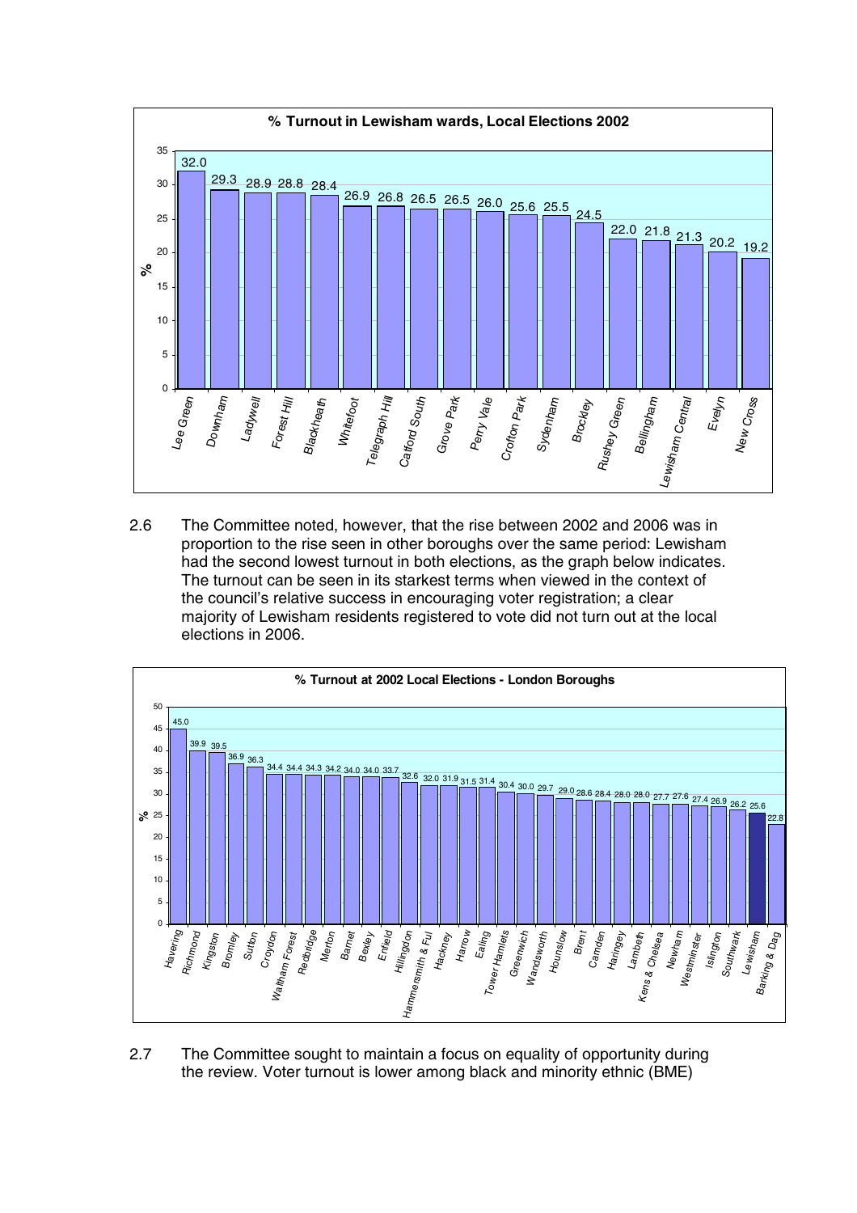**% Turnout in Lewisham wards, Local Elections 2002**

| Ward | % |
|---|---|
| Lee Green | 32.0 |
| Downham | 29.3 |
| Ladywell | 28.9 |
| Forest Hill | 28.8 |
| Blackheath | 28.4 |
| Whitefoot | 26.9 |
| Telegraph Hill | 26.8 |
| Catford South | 26.5 |
| Grove Park | 26.5 |
| Perry Vale | 26.0 |
| Crofton Park | 25.6 |
| Sydenham | 25.5 |
| Brockley | 24.5 |
| Rushey Green | 22.0 |
| Bellingham | 21.8 |
| Lewisham Central | 21.3 |
| Evelyn | 20.2 |
| New Cross | 19.2 |

2.6 The Committee noted, however, that the rise between 2002 and 2006 was in proportion to the rise seen in other boroughs over the same period: Lewisham had the second lowest turnout in both elections, as the graph below indicates. The turnout can be seen in its starkest terms when viewed in the context of the council's relative success in encouraging voter registration; a clear majority of Lewisham residents registered to vote did not turn out at the local elections in 2006.

**% Turnout at 2002 Local Elections - London Boroughs**

| Borough | % |
|---|---|
| Havering | 45.0 |
| Richmond | 39.9 |
| Kingston | 39.5 |
| Bromley | 36.9 |
| Sutton | 36.3 |
| Croydon | 34.4 |
| Waltham Forest | 34.4 |
| Redbridge | 34.3 |
| Merton | 34.2 |
| Barnet | 34.0 |
| Bexley | 34.0 |
| Enfield | 33.7 |
| Hillingdon | 32.6 |
| Hammersmith & Ful | 32.0 |
| Hackney | 31.9 |
| Harrow | 31.5 |
| Ealing | 31.4 |
| Tower Hamlets | 30.4 |
| Greenwich | 30.0 |
| Wandsworth | 29.7 |
| Hounslow | 29.0 |
| Brent | 28.6 |
| Camden | 28.4 |
| Haringey | 28.0 |
| Lambeth | 28.0 |
| Kens & Chelsea | 27.7 |
| Newham | 27.6 |
| Westminster | 27.4 |
| Islington | 26.9 |
| Southwark | 26.2 |
| Lewisham | 25.6 |
| Barking & Dag | 22.8 |

2.7 The Committee sought to maintain a focus on equality of opportunity during the review. Voter turnout is lower among black and minority ethnic (BME)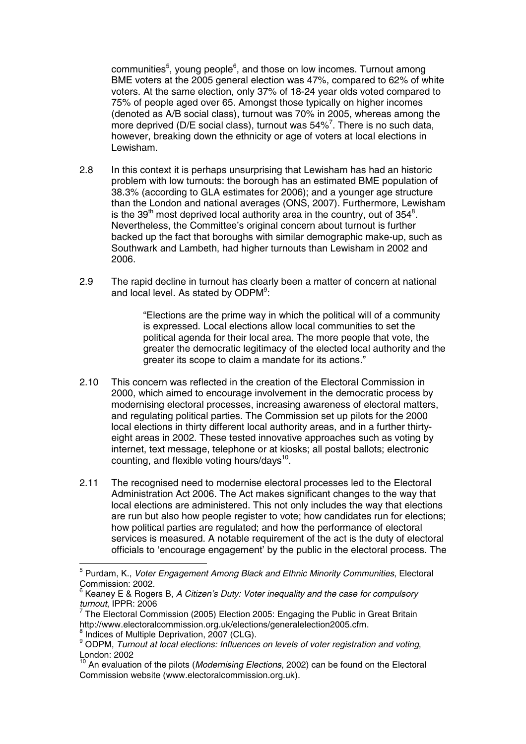communities[5], young people[6], and those on low incomes. Turnout among BME voters at the 2005 general election was 47%, compared to 62% of white voters. At the same election, only 37% of 18-24 year olds voted compared to 75% of people aged over 65. Amongst those typically on higher incomes (denoted as A/B social class), turnout was 70% in 2005, whereas among the more deprived (D/E social class), turnout was 54%[7]. There is no such data, however, breaking down the ethnicity or age of voters at local elections in Lewisham.

2.8 In this context it is perhaps unsurprising that Lewisham has had an historic problem with low turnouts: the borough has an estimated BME population of 38.3% (according to GLA estimates for 2006); and a younger age structure than the London and national averages (ONS, 2007). Furthermore, Lewisham is the 39th most deprived local authority area in the country, out of 354[8]. Nevertheless, the Committee's original concern about turnout is further backed up the fact that boroughs with similar demographic make-up, such as Southwark and Lambeth, had higher turnouts than Lewisham in 2002 and 2006.

2.9 The rapid decline in turnout has clearly been a matter of concern at national and local level. As stated by ODPM[9]:

> "Elections are the prime way in which the political will of a community is expressed. Local elections allow local communities to set the political agenda for their local area. The more people that vote, the greater the democratic legitimacy of the elected local authority and the greater its scope to claim a mandate for its actions."

2.10 This concern was reflected in the creation of the Electoral Commission in 2000, which aimed to encourage involvement in the democratic process by modernising electoral processes, increasing awareness of electoral matters, and regulating political parties. The Commission set up pilots for the 2000 local elections in thirty different local authority areas, and in a further thirty-eight areas in 2002. These tested innovative approaches such as voting by internet, text message, telephone or at kiosks; all postal ballots; electronic counting, and flexible voting hours/days[10].

2.11 The recognised need to modernise electoral processes led to the Electoral Administration Act 2006. The Act makes significant changes to the way that local elections are administered. This not only includes the way that elections are run but also how people register to vote; how candidates run for elections; how political parties are regulated; and how the performance of electoral services is measured. A notable requirement of the act is the duty of electoral officials to 'encourage engagement' by the public in the electoral process. The

---

[5] Purdam, K., *Voter Engagement Among Black and Ethnic Minority Communities*, Electoral Commission: 2002.

[6] Keaney E & Rogers B, *A Citizen's Duty: Voter inequality and the case for compulsory turnout*, IPPR: 2006

[7] The Electoral Commission (2005) Election 2005: Engaging the Public in Great Britain http://www.electoralcommission.org.uk/elections/generalelection2005.cfm.

[8] Indices of Multiple Deprivation, 2007 (CLG).

[9] ODPM, *Turnout at local elections: Influences on levels of voter registration and voting*, London: 2002

[10] An evaluation of the pilots (*Modernising Elections,* 2002) can be found on the Electoral Commission website (www.electoralcommission.org.uk).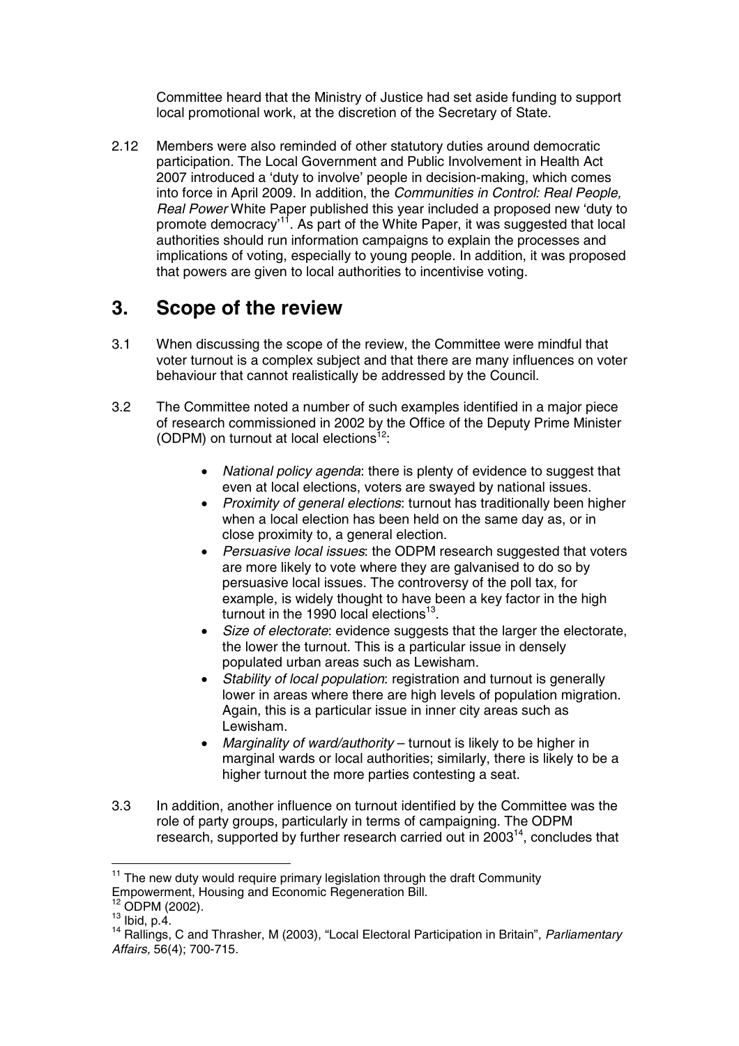Committee heard that the Ministry of Justice had set aside funding to support local promotional work, at the discretion of the Secretary of State.

2.12 Members were also reminded of other statutory duties around democratic participation. The Local Government and Public Involvement in Health Act 2007 introduced a 'duty to involve' people in decision-making, which comes into force in April 2009. In addition, the *Communities in Control: Real People, Real Power* White Paper published this year included a proposed new 'duty to promote democracy'[11]. As part of the White Paper, it was suggested that local authorities should run information campaigns to explain the processes and implications of voting, especially to young people. In addition, it was proposed that powers are given to local authorities to incentivise voting.

## 3. Scope of the review

3.1 When discussing the scope of the review, the Committee were mindful that voter turnout is a complex subject and that there are many influences on voter behaviour that cannot realistically be addressed by the Council.

3.2 The Committee noted a number of such examples identified in a major piece of research commissioned in 2002 by the Office of the Deputy Prime Minister (ODPM) on turnout at local elections[12]:

- *National policy agenda*: there is plenty of evidence to suggest that even at local elections, voters are swayed by national issues.
- *Proximity of general elections*: turnout has traditionally been higher when a local election has been held on the same day as, or in close proximity to, a general election.
- *Persuasive local issues*: the ODPM research suggested that voters are more likely to vote where they are galvanised to do so by persuasive local issues. The controversy of the poll tax, for example, is widely thought to have been a key factor in the high turnout in the 1990 local elections[13].
- *Size of electorate*: evidence suggests that the larger the electorate, the lower the turnout. This is a particular issue in densely populated urban areas such as Lewisham.
- *Stability of local population*: registration and turnout is generally lower in areas where there are high levels of population migration. Again, this is a particular issue in inner city areas such as Lewisham.
- *Marginality of ward/authority* – turnout is likely to be higher in marginal wards or local authorities; similarly, there is likely to be a higher turnout the more parties contesting a seat.

3.3 In addition, another influence on turnout identified by the Committee was the role of party groups, particularly in terms of campaigning. The ODPM research, supported by further research carried out in 2003[14], concludes that

---

[11] The new duty would require primary legislation through the draft Community Empowerment, Housing and Economic Regeneration Bill.

[12] ODPM (2002).

[13] Ibid, p.4.

[14] Rallings, C and Thrasher, M (2003), "Local Electoral Participation in Britain", *Parliamentary Affairs,* 56(4); 700-715.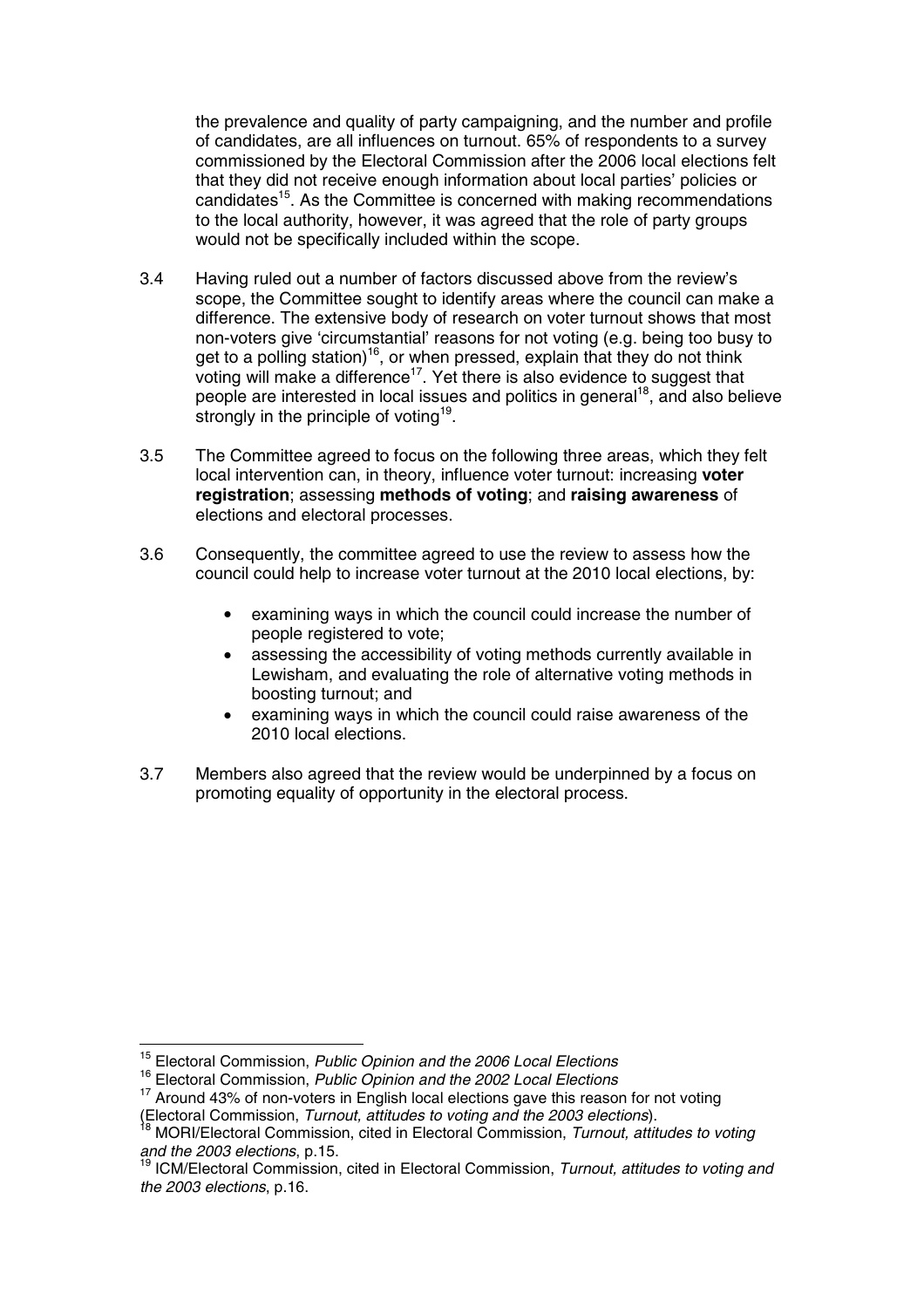the prevalence and quality of party campaigning, and the number and profile of candidates, are all influences on turnout. 65% of respondents to a survey commissioned by the Electoral Commission after the 2006 local elections felt that they did not receive enough information about local parties' policies or candidates[15]. As the Committee is concerned with making recommendations to the local authority, however, it was agreed that the role of party groups would not be specifically included within the scope.

3.4 Having ruled out a number of factors discussed above from the review's scope, the Committee sought to identify areas where the council can make a difference. The extensive body of research on voter turnout shows that most non-voters give 'circumstantial' reasons for not voting (e.g. being too busy to get to a polling station)[16], or when pressed, explain that they do not think voting will make a difference[17]. Yet there is also evidence to suggest that people are interested in local issues and politics in general[18], and also believe strongly in the principle of voting[19].

3.5 The Committee agreed to focus on the following three areas, which they felt local intervention can, in theory, influence voter turnout: increasing **voter registration**; assessing **methods of voting**; and **raising awareness** of elections and electoral processes.

3.6 Consequently, the committee agreed to use the review to assess how the council could help to increase voter turnout at the 2010 local elections, by:

- examining ways in which the council could increase the number of people registered to vote;
- assessing the accessibility of voting methods currently available in Lewisham, and evaluating the role of alternative voting methods in boosting turnout; and
- examining ways in which the council could raise awareness of the 2010 local elections.

3.7 Members also agreed that the review would be underpinned by a focus on promoting equality of opportunity in the electoral process.

---

[15] Electoral Commission, *Public Opinion and the 2006 Local Elections*

[16] Electoral Commission, *Public Opinion and the 2002 Local Elections*

[17] Around 43% of non-voters in English local elections gave this reason for not voting (Electoral Commission, *Turnout, attitudes to voting and the 2003 elections*).

[18] MORI/Electoral Commission, cited in Electoral Commission, *Turnout, attitudes to voting and the 2003 elections*, p.15.

[19] ICM/Electoral Commission, cited in Electoral Commission, *Turnout, attitudes to voting and the 2003 elections*, p.16.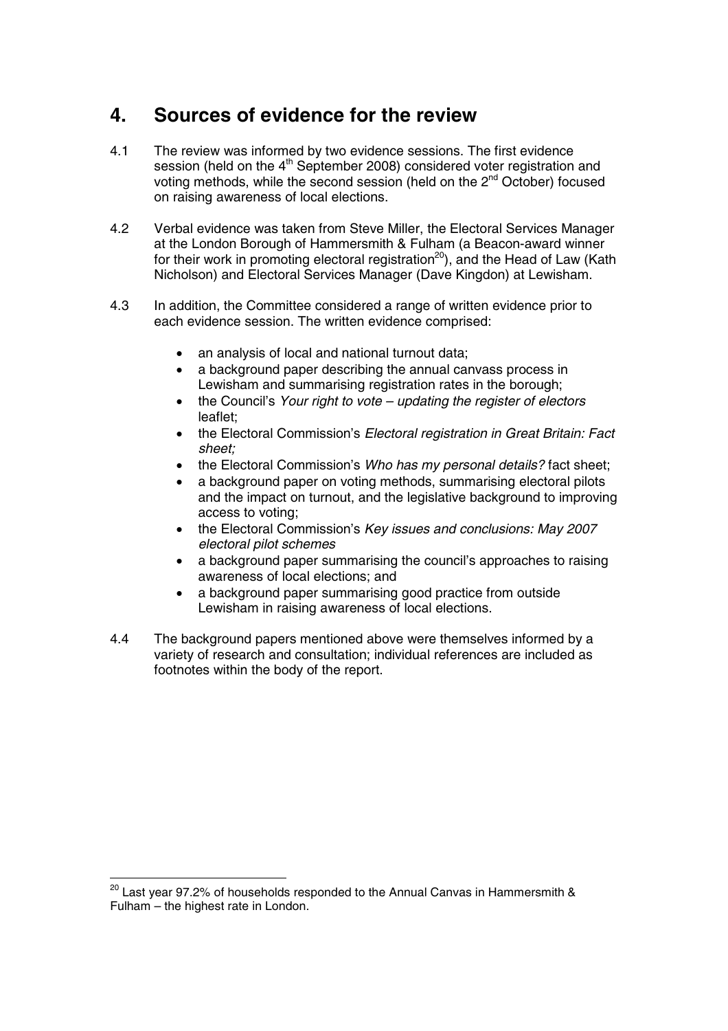## 4. Sources of evidence for the review

4.1 The review was informed by two evidence sessions. The first evidence session (held on the 4th September 2008) considered voter registration and voting methods, while the second session (held on the 2nd October) focused on raising awareness of local elections.

4.2 Verbal evidence was taken from Steve Miller, the Electoral Services Manager at the London Borough of Hammersmith & Fulham (a Beacon-award winner for their work in promoting electoral registration[20]), and the Head of Law (Kath Nicholson) and Electoral Services Manager (Dave Kingdon) at Lewisham.

4.3 In addition, the Committee considered a range of written evidence prior to each evidence session. The written evidence comprised:

- an analysis of local and national turnout data;
- a background paper describing the annual canvass process in Lewisham and summarising registration rates in the borough;
- the Council's *Your right to vote – updating the register of electors* leaflet;
- the Electoral Commission's *Electoral registration in Great Britain: Fact sheet;*
- the Electoral Commission's *Who has my personal details?* fact sheet;
- a background paper on voting methods, summarising electoral pilots and the impact on turnout, and the legislative background to improving access to voting;
- the Electoral Commission's *Key issues and conclusions: May 2007 electoral pilot schemes*
- a background paper summarising the council's approaches to raising awareness of local elections; and
- a background paper summarising good practice from outside Lewisham in raising awareness of local elections.

4.4 The background papers mentioned above were themselves informed by a variety of research and consultation; individual references are included as footnotes within the body of the report.

---

[20] Last year 97.2% of households responded to the Annual Canvas in Hammersmith & Fulham – the highest rate in London.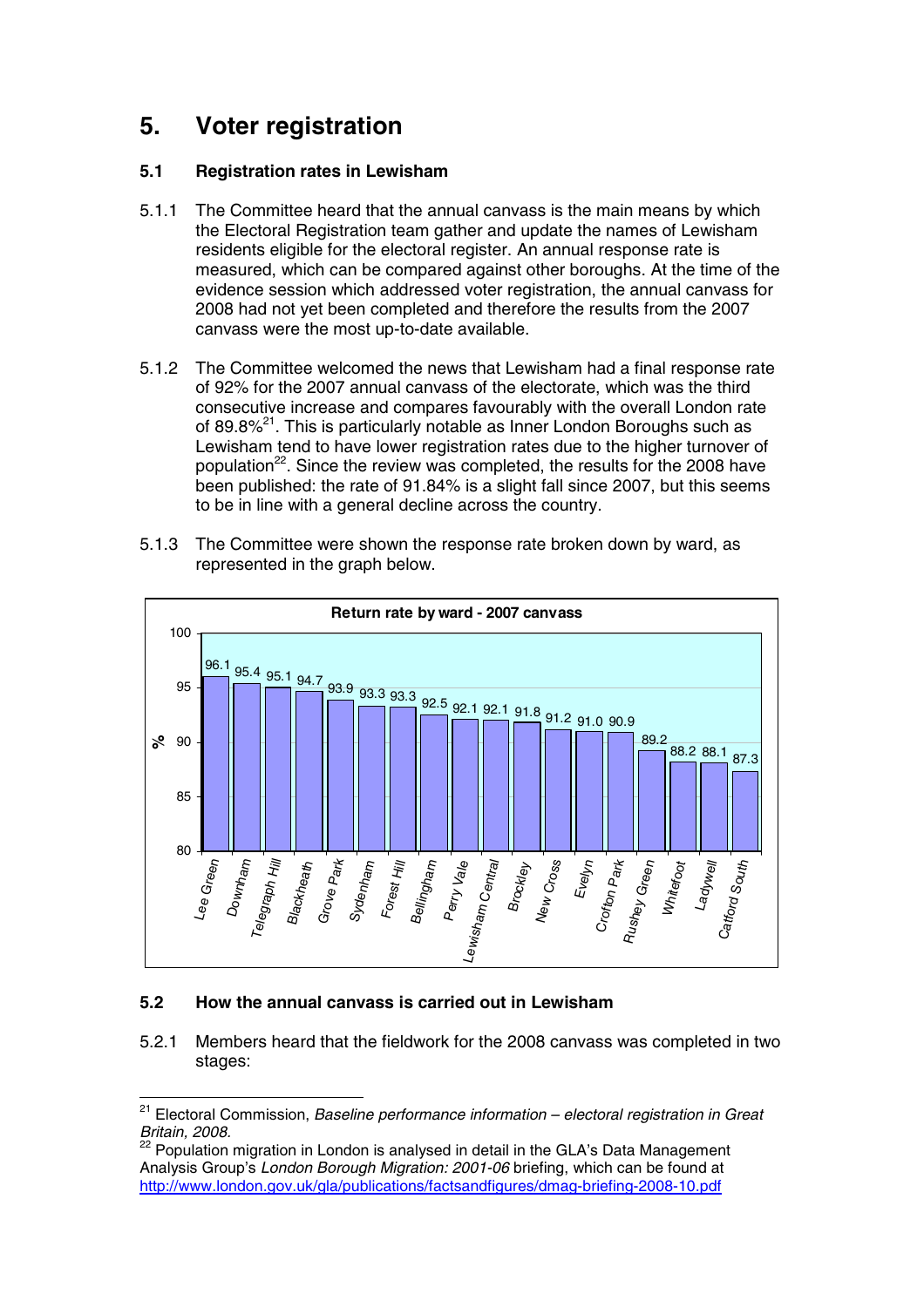# 5. Voter registration

## 5.1 Registration rates in Lewisham

5.1.1 The Committee heard that the annual canvass is the main means by which the Electoral Registration team gather and update the names of Lewisham residents eligible for the electoral register. An annual response rate is measured, which can be compared against other boroughs. At the time of the evidence session which addressed voter registration, the annual canvass for 2008 had not yet been completed and therefore the results from the 2007 canvass were the most up-to-date available.

5.1.2 The Committee welcomed the news that Lewisham had a final response rate of 92% for the 2007 annual canvass of the electorate, which was the third consecutive increase and compares favourably with the overall London rate of 89.8%[21]. This is particularly notable as Inner London Boroughs such as Lewisham tend to have lower registration rates due to the higher turnover of population[22]. Since the review was completed, the results for the 2008 have been published: the rate of 91.84% is a slight fall since 2007, but this seems to be in line with a general decline across the country.

5.1.3 The Committee were shown the response rate broken down by ward, as represented in the graph below.

**Return rate by ward - 2007 canvass**

| Ward | % |
|---|---|
| Lee Green | 96.1 |
| Downham | 95.4 |
| Telegraph Hill | 95.1 |
| Blackheath | 94.7 |
| Grove Park | 93.9 |
| Sydenham | 93.3 |
| Forest Hill | 93.3 |
| Bellingham | 92.5 |
| Perry Vale | 92.1 |
| Lewisham Central | 92.1 |
| Brockley | 91.8 |
| New Cross | 91.2 |
| Evelyn | 91.0 |
| Crofton Park | 90.9 |
| Rushey Green | 89.2 |
| Whitefoot | 88.2 |
| Ladywell | 88.1 |
| Catford South | 87.3 |

## 5.2 How the annual canvass is carried out in Lewisham

5.2.1 Members heard that the fieldwork for the 2008 canvass was completed in two stages:

---

[21] Electoral Commission, *Baseline performance information – electoral registration in Great Britain, 2008.*

[22] Population migration in London is analysed in detail in the GLA's Data Management Analysis Group's *London Borough Migration: 2001-06* briefing, which can be found at http://www.london.gov.uk/gla/publications/factsandfigures/dmag-briefing-2008-10.pdf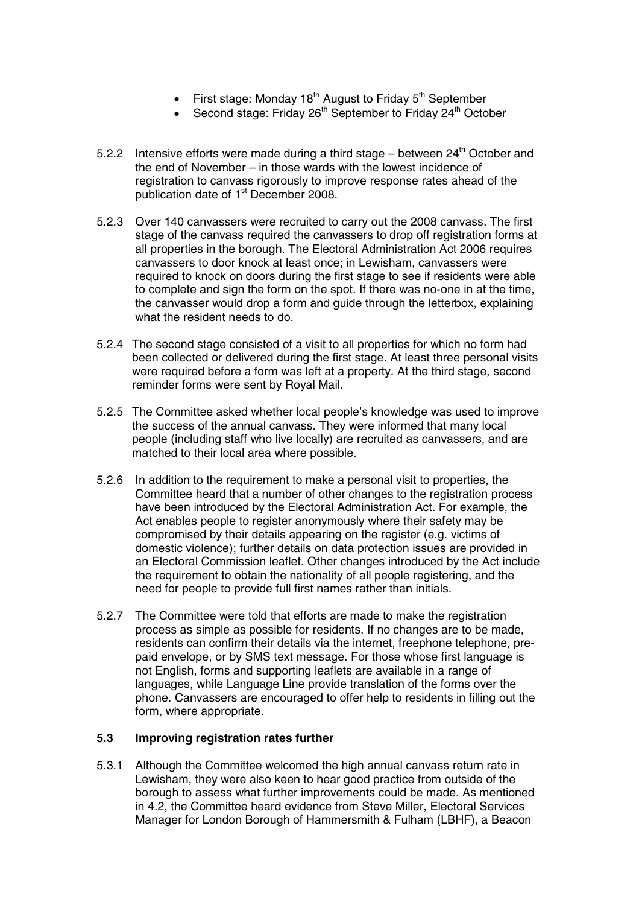- First stage: Monday 18th August to Friday 5th September
- Second stage: Friday 26th September to Friday 24th October

5.2.2 Intensive efforts were made during a third stage – between 24th October and the end of November – in those wards with the lowest incidence of registration to canvass rigorously to improve response rates ahead of the publication date of 1st December 2008.

5.2.3 Over 140 canvassers were recruited to carry out the 2008 canvass. The first stage of the canvass required the canvassers to drop off registration forms at all properties in the borough. The Electoral Administration Act 2006 requires canvassers to door knock at least once; in Lewisham, canvassers were required to knock on doors during the first stage to see if residents were able to complete and sign the form on the spot. If there was no-one in at the time, the canvasser would drop a form and guide through the letterbox, explaining what the resident needs to do.

5.2.4 The second stage consisted of a visit to all properties for which no form had been collected or delivered during the first stage. At least three personal visits were required before a form was left at a property. At the third stage, second reminder forms were sent by Royal Mail.

5.2.5 The Committee asked whether local people's knowledge was used to improve the success of the annual canvass. They were informed that many local people (including staff who live locally) are recruited as canvassers, and are matched to their local area where possible.

5.2.6 In addition to the requirement to make a personal visit to properties, the Committee heard that a number of other changes to the registration process have been introduced by the Electoral Administration Act. For example, the Act enables people to register anonymously where their safety may be compromised by their details appearing on the register (e.g. victims of domestic violence); further details on data protection issues are provided in an Electoral Commission leaflet. Other changes introduced by the Act include the requirement to obtain the nationality of all people registering, and the need for people to provide full first names rather than initials.

5.2.7 The Committee were told that efforts are made to make the registration process as simple as possible for residents. If no changes are to be made, residents can confirm their details via the internet, freephone telephone, pre-paid envelope, or by SMS text message. For those whose first language is not English, forms and supporting leaflets are available in a range of languages, while Language Line provide translation of the forms over the phone. Canvassers are encouraged to offer help to residents in filling out the form, where appropriate.

### 5.3 Improving registration rates further

5.3.1 Although the Committee welcomed the high annual canvass return rate in Lewisham, they were also keen to hear good practice from outside of the borough to assess what further improvements could be made. As mentioned in 4.2, the Committee heard evidence from Steve Miller, Electoral Services Manager for London Borough of Hammersmith & Fulham (LBHF), a Beacon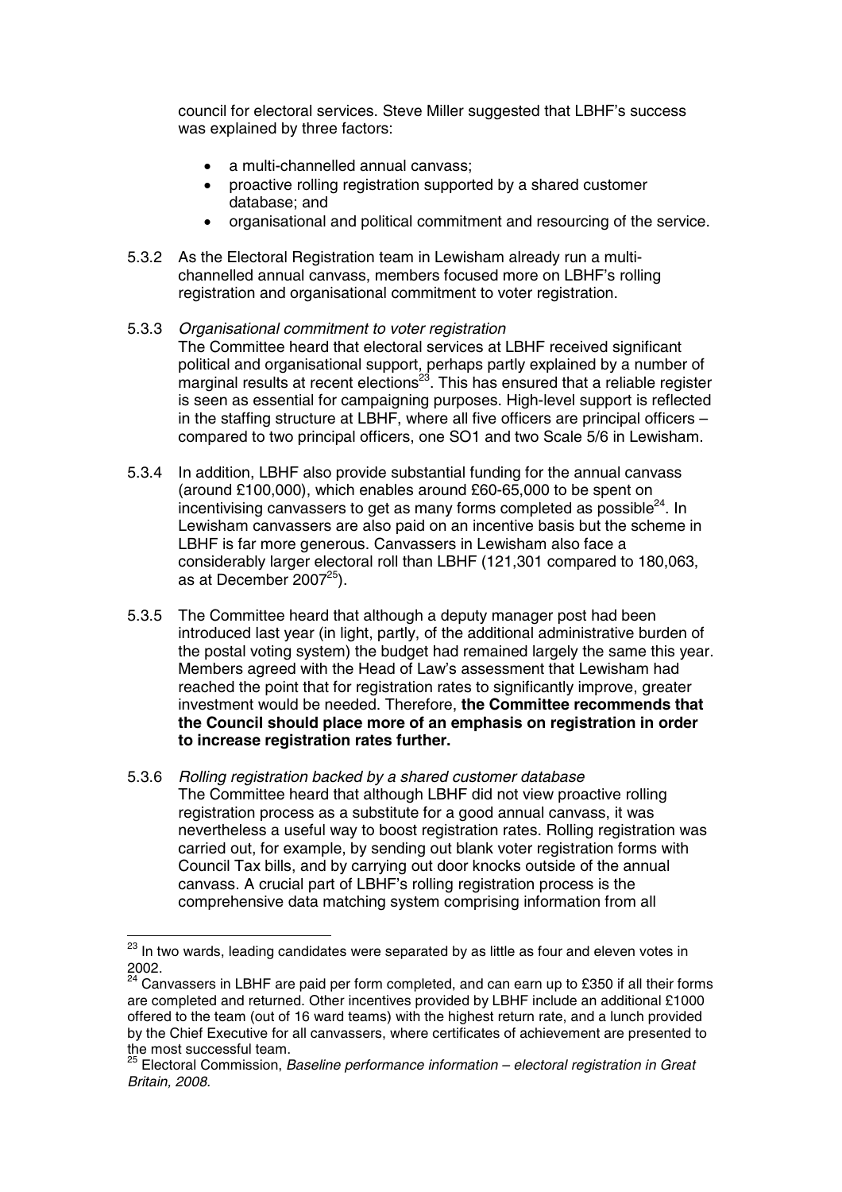council for electoral services. Steve Miller suggested that LBHF's success was explained by three factors:

- a multi-channelled annual canvass;
- proactive rolling registration supported by a shared customer database; and
- organisational and political commitment and resourcing of the service.

5.3.2 As the Electoral Registration team in Lewisham already run a multi-channelled annual canvass, members focused more on LBHF's rolling registration and organisational commitment to voter registration.

5.3.3 *Organisational commitment to voter registration*
The Committee heard that electoral services at LBHF received significant political and organisational support, perhaps partly explained by a number of marginal results at recent elections[23]. This has ensured that a reliable register is seen as essential for campaigning purposes. High-level support is reflected in the staffing structure at LBHF, where all five officers are principal officers – compared to two principal officers, one SO1 and two Scale 5/6 in Lewisham.

5.3.4 In addition, LBHF also provide substantial funding for the annual canvass (around £100,000), which enables around £60-65,000 to be spent on incentivising canvassers to get as many forms completed as possible[24]. In Lewisham canvassers are also paid on an incentive basis but the scheme in LBHF is far more generous. Canvassers in Lewisham also face a considerably larger electoral roll than LBHF (121,301 compared to 180,063, as at December 2007[25]).

5.3.5 The Committee heard that although a deputy manager post had been introduced last year (in light, partly, of the additional administrative burden of the postal voting system) the budget had remained largely the same this year. Members agreed with the Head of Law's assessment that Lewisham had reached the point that for registration rates to significantly improve, greater investment would be needed. Therefore, **the Committee recommends that the Council should place more of an emphasis on registration in order to increase registration rates further.**

5.3.6 *Rolling registration backed by a shared customer database*
The Committee heard that although LBHF did not view proactive rolling registration process as a substitute for a good annual canvass, it was nevertheless a useful way to boost registration rates. Rolling registration was carried out, for example, by sending out blank voter registration forms with Council Tax bills, and by carrying out door knocks outside of the annual canvass. A crucial part of LBHF's rolling registration process is the comprehensive data matching system comprising information from all

---

[23] In two wards, leading candidates were separated by as little as four and eleven votes in 2002.

[24] Canvassers in LBHF are paid per form completed, and can earn up to £350 if all their forms are completed and returned. Other incentives provided by LBHF include an additional £1000 offered to the team (out of 16 ward teams) with the highest return rate, and a lunch provided by the Chief Executive for all canvassers, where certificates of achievement are presented to the most successful team.

[25] Electoral Commission, *Baseline performance information – electoral registration in Great Britain, 2008.*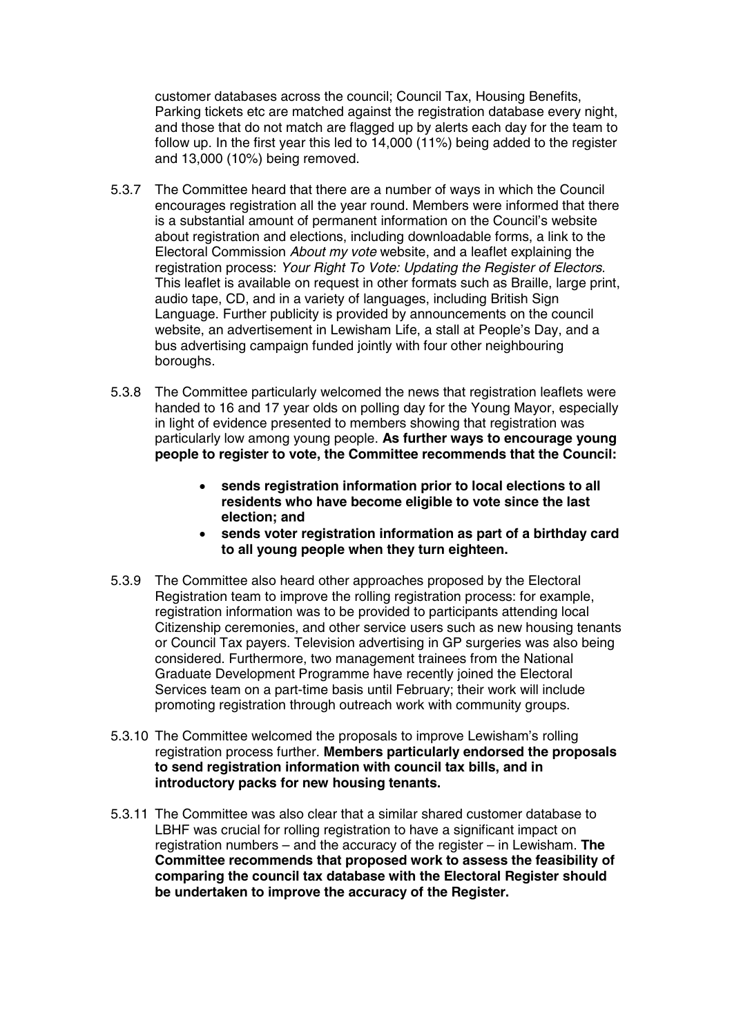customer databases across the council; Council Tax, Housing Benefits, Parking tickets etc are matched against the registration database every night, and those that do not match are flagged up by alerts each day for the team to follow up. In the first year this led to 14,000 (11%) being added to the register and 13,000 (10%) being removed.

5.3.7 The Committee heard that there are a number of ways in which the Council encourages registration all the year round. Members were informed that there is a substantial amount of permanent information on the Council's website about registration and elections, including downloadable forms, a link to the Electoral Commission *About my vote* website, and a leaflet explaining the registration process: *Your Right To Vote: Updating the Register of Electors*. This leaflet is available on request in other formats such as Braille, large print, audio tape, CD, and in a variety of languages, including British Sign Language. Further publicity is provided by announcements on the council website, an advertisement in Lewisham Life, a stall at People's Day, and a bus advertising campaign funded jointly with four other neighbouring boroughs.

5.3.8 The Committee particularly welcomed the news that registration leaflets were handed to 16 and 17 year olds on polling day for the Young Mayor, especially in light of evidence presented to members showing that registration was particularly low among young people. **As further ways to encourage young people to register to vote, the Committee recommends that the Council:**

- **sends registration information prior to local elections to all residents who have become eligible to vote since the last election; and**
- **sends voter registration information as part of a birthday card to all young people when they turn eighteen.**

5.3.9 The Committee also heard other approaches proposed by the Electoral Registration team to improve the rolling registration process: for example, registration information was to be provided to participants attending local Citizenship ceremonies, and other service users such as new housing tenants or Council Tax payers. Television advertising in GP surgeries was also being considered. Furthermore, two management trainees from the National Graduate Development Programme have recently joined the Electoral Services team on a part-time basis until February; their work will include promoting registration through outreach work with community groups.

5.3.10 The Committee welcomed the proposals to improve Lewisham's rolling registration process further. **Members particularly endorsed the proposals to send registration information with council tax bills, and in introductory packs for new housing tenants.**

5.3.11 The Committee was also clear that a similar shared customer database to LBHF was crucial for rolling registration to have a significant impact on registration numbers – and the accuracy of the register – in Lewisham. **The Committee recommends that proposed work to assess the feasibility of comparing the council tax database with the Electoral Register should be undertaken to improve the accuracy of the Register.**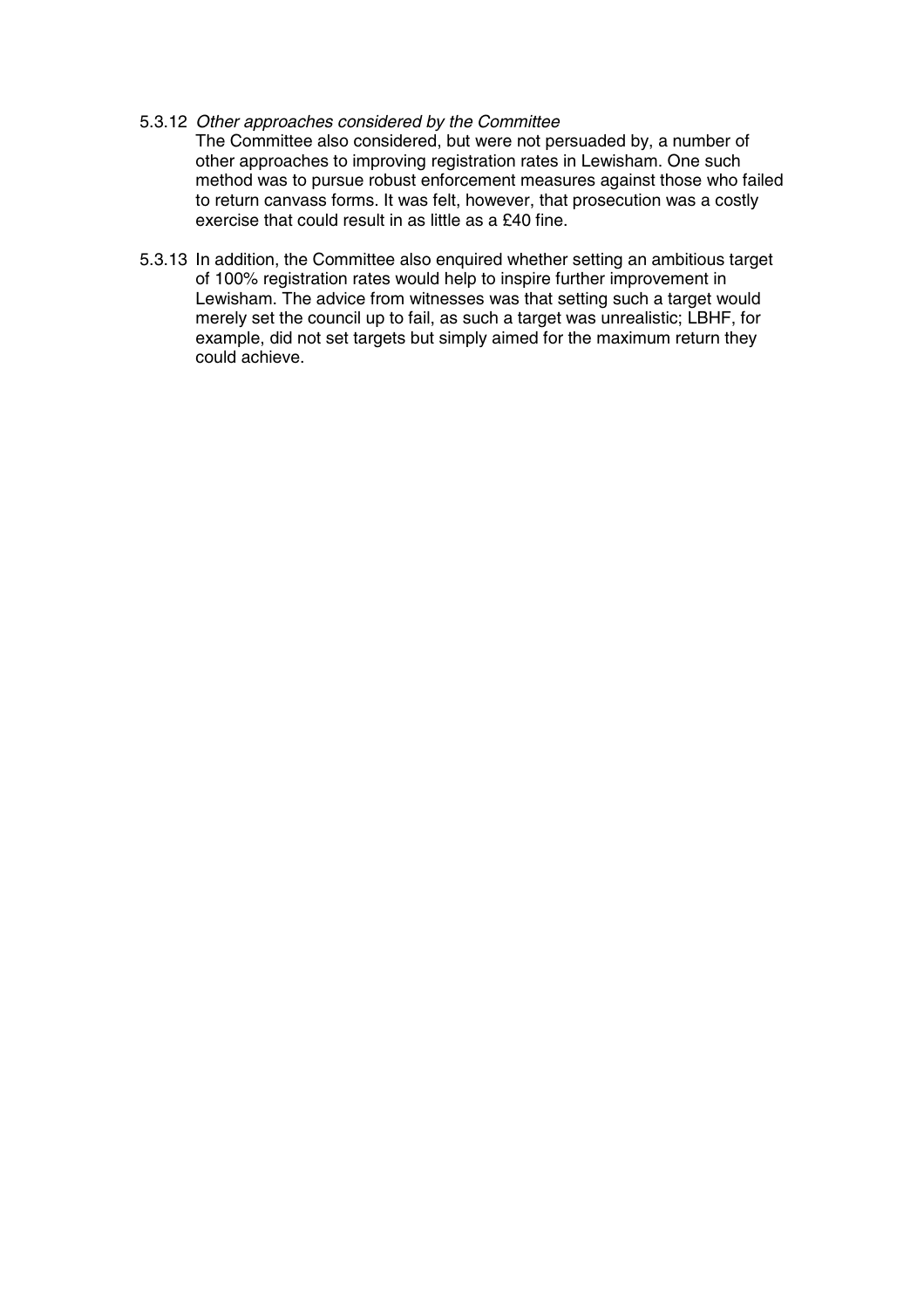5.3.12 *Other approaches considered by the Committee*

The Committee also considered, but were not persuaded by, a number of other approaches to improving registration rates in Lewisham. One such method was to pursue robust enforcement measures against those who failed to return canvass forms. It was felt, however, that prosecution was a costly exercise that could result in as little as a £40 fine.

5.3.13 In addition, the Committee also enquired whether setting an ambitious target of 100% registration rates would help to inspire further improvement in Lewisham. The advice from witnesses was that setting such a target would merely set the council up to fail, as such a target was unrealistic; LBHF, for example, did not set targets but simply aimed for the maximum return they could achieve.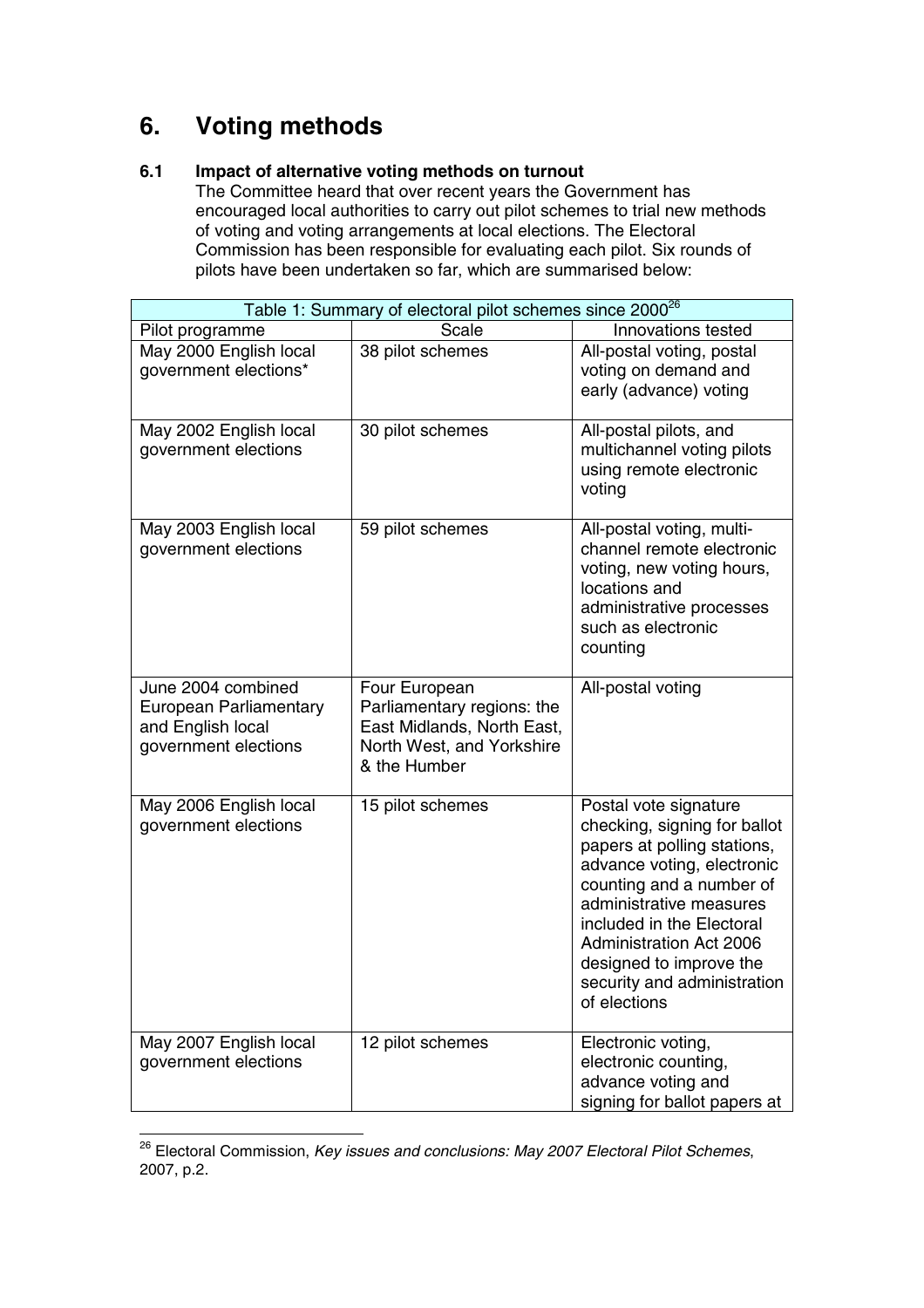# 6. Voting methods

### 6.1 Impact of alternative voting methods on turnout

The Committee heard that over recent years the Government has encouraged local authorities to carry out pilot schemes to trial new methods of voting and voting arrangements at local elections. The Electoral Commission has been responsible for evaluating each pilot. Six rounds of pilots have been undertaken so far, which are summarised below:

| Table 1: Summary of electoral pilot schemes since 2000[26] | | |
|---|---|---|
| Pilot programme | Scale | Innovations tested |
| May 2000 English local government elections* | 38 pilot schemes | All-postal voting, postal voting on demand and early (advance) voting |
| May 2002 English local government elections | 30 pilot schemes | All-postal pilots, and multichannel voting pilots using remote electronic voting |
| May 2003 English local government elections | 59 pilot schemes | All-postal voting, multi-channel remote electronic voting, new voting hours, locations and administrative processes such as electronic counting |
| June 2004 combined European Parliamentary and English local government elections | Four European Parliamentary regions: the East Midlands, North East, North West, and Yorkshire & the Humber | All-postal voting |
| May 2006 English local government elections | 15 pilot schemes | Postal vote signature checking, signing for ballot papers at polling stations, advance voting, electronic counting and a number of administrative measures included in the Electoral Administration Act 2006 designed to improve the security and administration of elections |
| May 2007 English local government elections | 12 pilot schemes | Electronic voting, electronic counting, advance voting and signing for ballot papers at |

[26] Electoral Commission, *Key issues and conclusions: May 2007 Electoral Pilot Schemes*, 2007, p.2.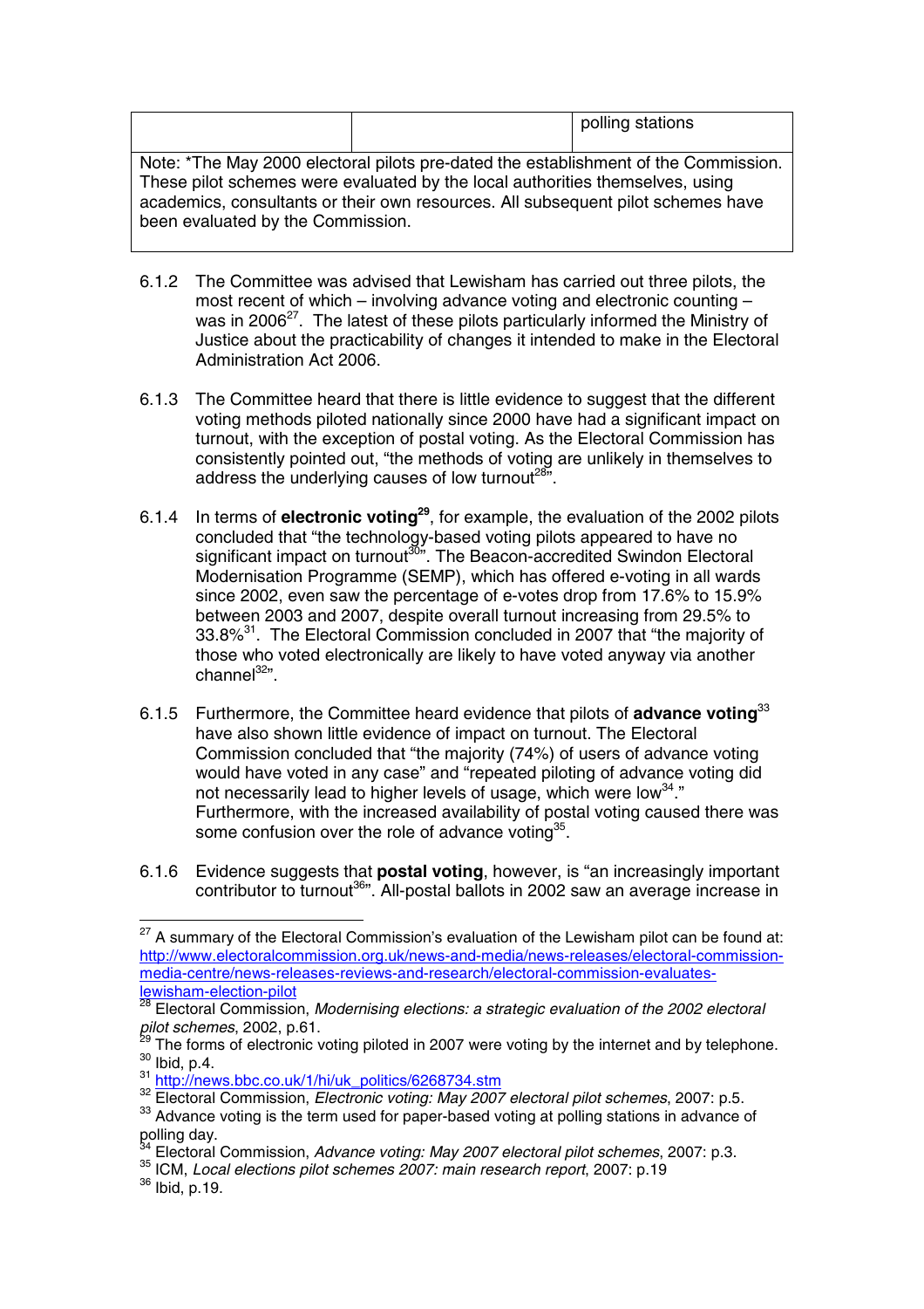| | | polling stations |
|---|---|---|
| Note: *The May 2000 electoral pilots pre-dated the establishment of the Commission. These pilot schemes were evaluated by the local authorities themselves, using academics, consultants or their own resources. All subsequent pilot schemes have been evaluated by the Commission. | | |

6.1.2 The Committee was advised that Lewisham has carried out three pilots, the most recent of which – involving advance voting and electronic counting – was in 2006[27]. The latest of these pilots particularly informed the Ministry of Justice about the practicability of changes it intended to make in the Electoral Administration Act 2006.

6.1.3 The Committee heard that there is little evidence to suggest that the different voting methods piloted nationally since 2000 have had a significant impact on turnout, with the exception of postal voting. As the Electoral Commission has consistently pointed out, "the methods of voting are unlikely in themselves to address the underlying causes of low turnout[28]".

6.1.4 In terms of **electronic voting**[29], for example, the evaluation of the 2002 pilots concluded that "the technology-based voting pilots appeared to have no significant impact on turnout[30]". The Beacon-accredited Swindon Electoral Modernisation Programme (SEMP), which has offered e-voting in all wards since 2002, even saw the percentage of e-votes drop from 17.6% to 15.9% between 2003 and 2007, despite overall turnout increasing from 29.5% to 33.8%[31]. The Electoral Commission concluded in 2007 that "the majority of those who voted electronically are likely to have voted anyway via another channel[32]".

6.1.5 Furthermore, the Committee heard evidence that pilots of **advance voting**[33] have also shown little evidence of impact on turnout. The Electoral Commission concluded that "the majority (74%) of users of advance voting would have voted in any case" and "repeated piloting of advance voting did not necessarily lead to higher levels of usage, which were low[34]." Furthermore, with the increased availability of postal voting caused there was some confusion over the role of advance voting[35].

6.1.6 Evidence suggests that **postal voting**, however, is "an increasingly important contributor to turnout[36]". All-postal ballots in 2002 saw an average increase in

---

[27] A summary of the Electoral Commission's evaluation of the Lewisham pilot can be found at: http://www.electoralcommission.org.uk/news-and-media/news-releases/electoral-commission-media-centre/news-releases-reviews-and-research/electoral-commission-evaluates-lewisham-election-pilot

[28] Electoral Commission, *Modernising elections: a strategic evaluation of the 2002 electoral pilot schemes*, 2002, p.61.

[29] The forms of electronic voting piloted in 2007 were voting by the internet and by telephone.

[30] Ibid, p.4.

[31] http://news.bbc.co.uk/1/hi/uk_politics/6268734.stm

[32] Electoral Commission, *Electronic voting: May 2007 electoral pilot schemes*, 2007: p.5.

[33] Advance voting is the term used for paper-based voting at polling stations in advance of polling day.

[34] Electoral Commission, *Advance voting: May 2007 electoral pilot schemes*, 2007: p.3.

[35] ICM, *Local elections pilot schemes 2007: main research report*, 2007: p.19

[36] Ibid, p.19.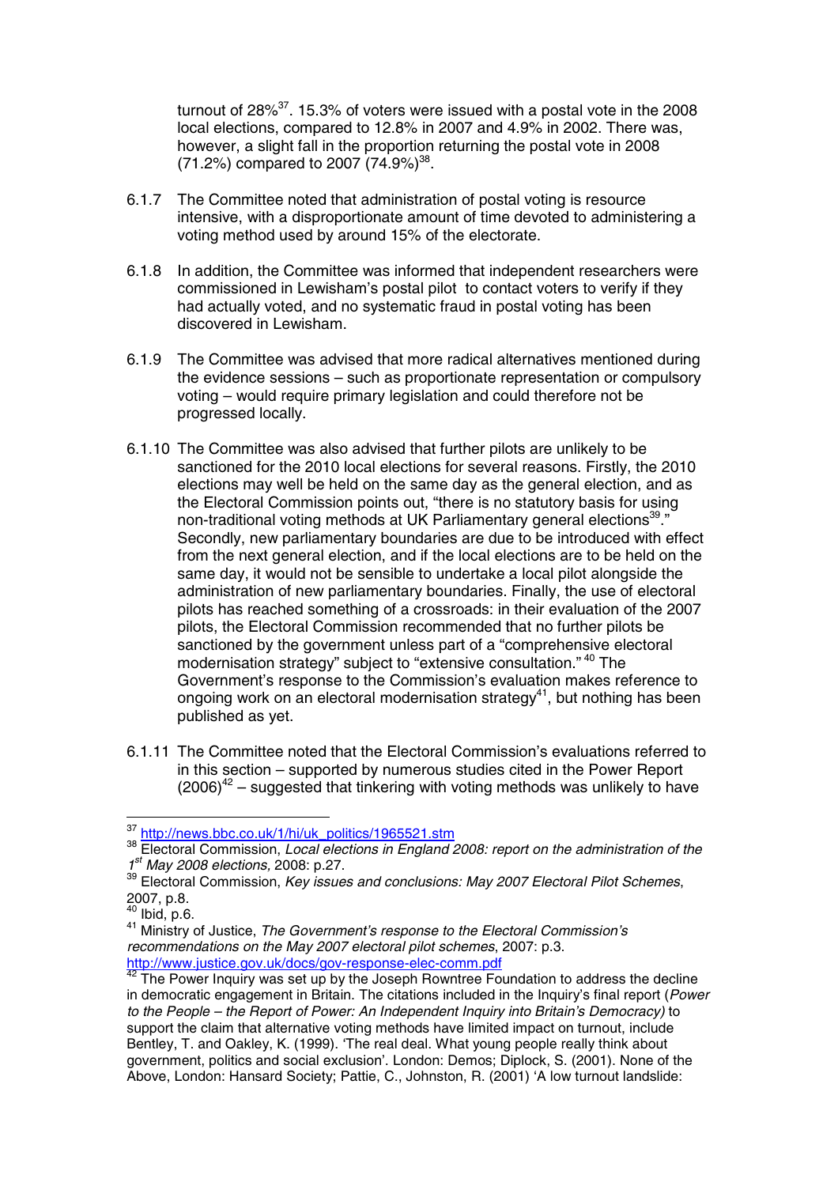turnout of 28%[37]. 15.3% of voters were issued with a postal vote in the 2008 local elections, compared to 12.8% in 2007 and 4.9% in 2002. There was, however, a slight fall in the proportion returning the postal vote in 2008 (71.2%) compared to 2007 (74.9%)[38].

6.1.7 The Committee noted that administration of postal voting is resource intensive, with a disproportionate amount of time devoted to administering a voting method used by around 15% of the electorate.

6.1.8 In addition, the Committee was informed that independent researchers were commissioned in Lewisham's postal pilot to contact voters to verify if they had actually voted, and no systematic fraud in postal voting has been discovered in Lewisham.

6.1.9 The Committee was advised that more radical alternatives mentioned during the evidence sessions – such as proportionate representation or compulsory voting – would require primary legislation and could therefore not be progressed locally.

6.1.10 The Committee was also advised that further pilots are unlikely to be sanctioned for the 2010 local elections for several reasons. Firstly, the 2010 elections may well be held on the same day as the general election, and as the Electoral Commission points out, "there is no statutory basis for using non-traditional voting methods at UK Parliamentary general elections[39]." Secondly, new parliamentary boundaries are due to be introduced with effect from the next general election, and if the local elections are to be held on the same day, it would not be sensible to undertake a local pilot alongside the administration of new parliamentary boundaries. Finally, the use of electoral pilots has reached something of a crossroads: in their evaluation of the 2007 pilots, the Electoral Commission recommended that no further pilots be sanctioned by the government unless part of a "comprehensive electoral modernisation strategy" subject to "extensive consultation." [40] The Government's response to the Commission's evaluation makes reference to ongoing work on an electoral modernisation strategy[41], but nothing has been published as yet.

6.1.11 The Committee noted that the Electoral Commission's evaluations referred to in this section – supported by numerous studies cited in the Power Report (2006)[42] – suggested that tinkering with voting methods was unlikely to have

---

[37] http://news.bbc.co.uk/1/hi/uk_politics/1965521.stm

[38] Electoral Commission, *Local elections in England 2008: report on the administration of the 1st May 2008 elections,* 2008: p.27.

[39] Electoral Commission, *Key issues and conclusions: May 2007 Electoral Pilot Schemes*, 2007, p.8.

[40] Ibid, p.6.

[41] Ministry of Justice, *The Government's response to the Electoral Commission's recommendations on the May 2007 electoral pilot schemes*, 2007: p.3. http://www.justice.gov.uk/docs/gov-response-elec-comm.pdf

[42] The Power Inquiry was set up by the Joseph Rowntree Foundation to address the decline in democratic engagement in Britain. The citations included in the Inquiry's final report (*Power to the People – the Report of Power: An Independent Inquiry into Britain's Democracy)* to support the claim that alternative voting methods have limited impact on turnout, include Bentley, T. and Oakley, K. (1999). 'The real deal. What young people really think about government, politics and social exclusion'. London: Demos; Diplock, S. (2001). None of the Above, London: Hansard Society; Pattie, C., Johnston, R. (2001) 'A low turnout landslide: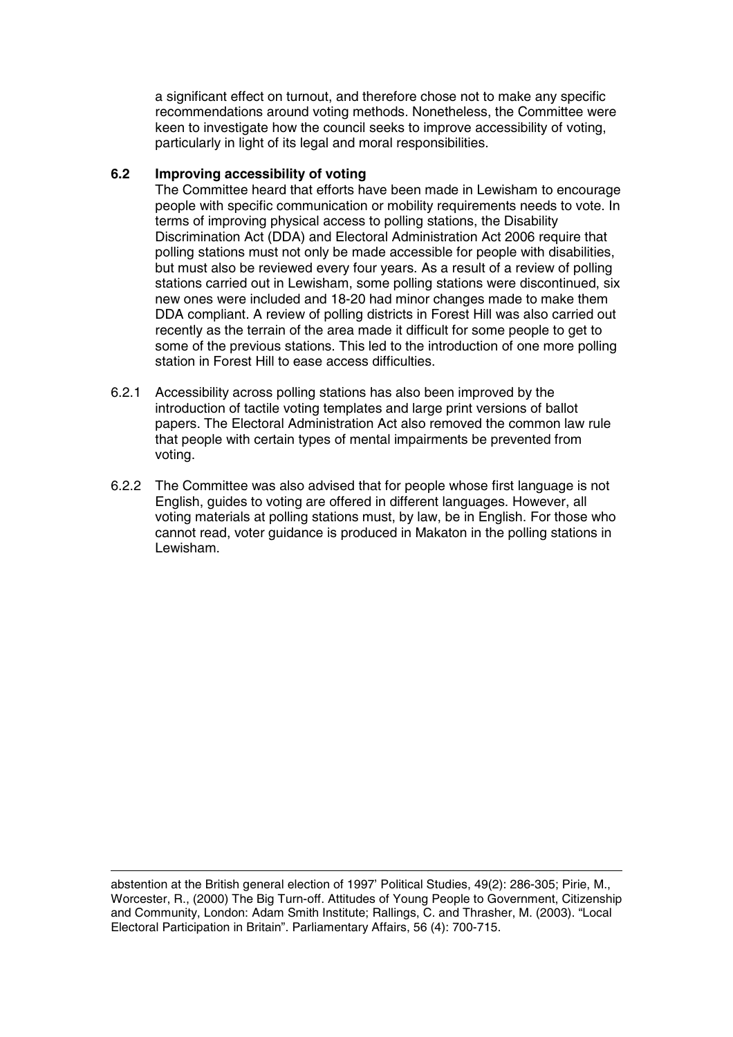a significant effect on turnout, and therefore chose not to make any specific recommendations around voting methods. Nonetheless, the Committee were keen to investigate how the council seeks to improve accessibility of voting, particularly in light of its legal and moral responsibilities.

### 6.2 Improving accessibility of voting

The Committee heard that efforts have been made in Lewisham to encourage people with specific communication or mobility requirements needs to vote. In terms of improving physical access to polling stations, the Disability Discrimination Act (DDA) and Electoral Administration Act 2006 require that polling stations must not only be made accessible for people with disabilities, but must also be reviewed every four years. As a result of a review of polling stations carried out in Lewisham, some polling stations were discontinued, six new ones were included and 18-20 had minor changes made to make them DDA compliant. A review of polling districts in Forest Hill was also carried out recently as the terrain of the area made it difficult for some people to get to some of the previous stations. This led to the introduction of one more polling station in Forest Hill to ease access difficulties.

6.2.1 Accessibility across polling stations has also been improved by the introduction of tactile voting templates and large print versions of ballot papers. The Electoral Administration Act also removed the common law rule that people with certain types of mental impairments be prevented from voting.

6.2.2 The Committee was also advised that for people whose first language is not English, guides to voting are offered in different languages. However, all voting materials at polling stations must, by law, be in English. For those who cannot read, voter guidance is produced in Makaton in the polling stations in Lewisham.

---

abstention at the British general election of 1997' Political Studies, 49(2): 286-305; Pirie, M., Worcester, R., (2000) The Big Turn-off. Attitudes of Young People to Government, Citizenship and Community, London: Adam Smith Institute; Rallings, C. and Thrasher, M. (2003). "Local Electoral Participation in Britain". Parliamentary Affairs, 56 (4): 700-715.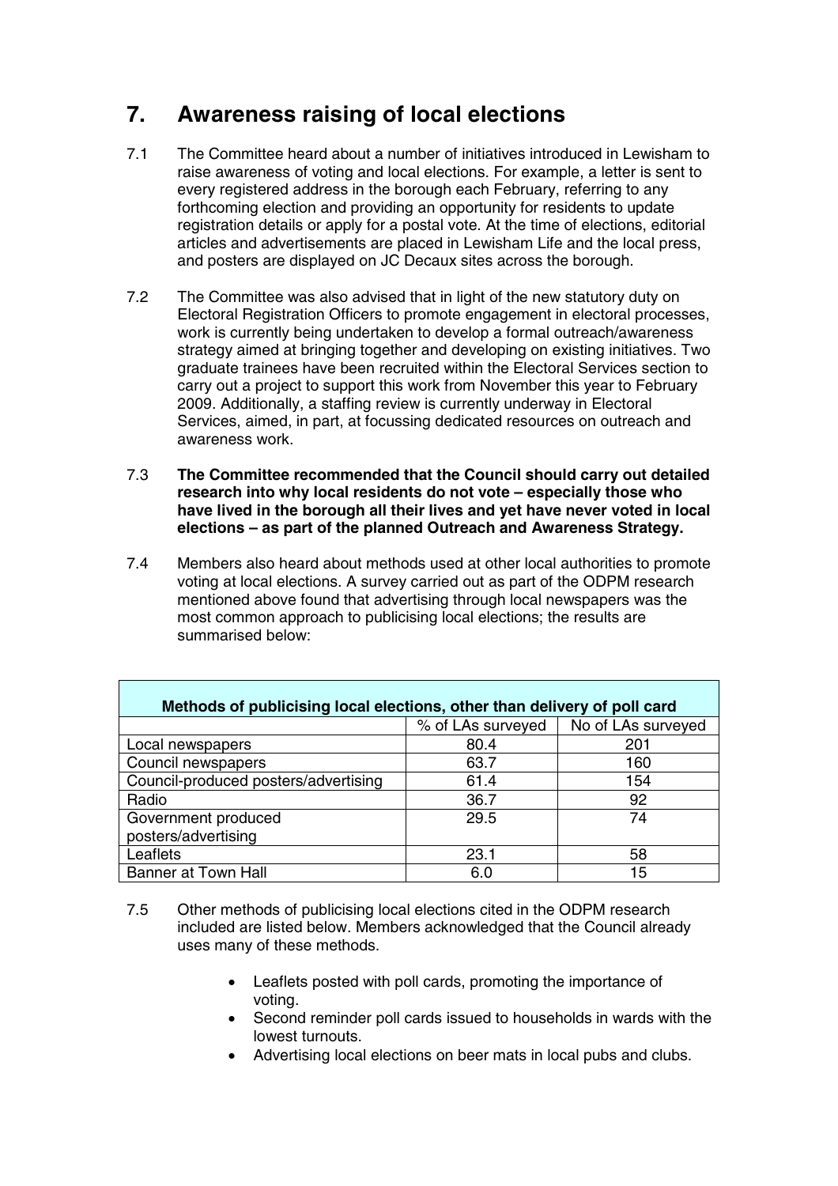## 7. Awareness raising of local elections

7.1 The Committee heard about a number of initiatives introduced in Lewisham to raise awareness of voting and local elections. For example, a letter is sent to every registered address in the borough each February, referring to any forthcoming election and providing an opportunity for residents to update registration details or apply for a postal vote. At the time of elections, editorial articles and advertisements are placed in Lewisham Life and the local press, and posters are displayed on JC Decaux sites across the borough.

7.2 The Committee was also advised that in light of the new statutory duty on Electoral Registration Officers to promote engagement in electoral processes, work is currently being undertaken to develop a formal outreach/awareness strategy aimed at bringing together and developing on existing initiatives. Two graduate trainees have been recruited within the Electoral Services section to carry out a project to support this work from November this year to February 2009. Additionally, a staffing review is currently underway in Electoral Services, aimed, in part, at focussing dedicated resources on outreach and awareness work.

7.3 **The Committee recommended that the Council should carry out detailed research into why local residents do not vote – especially those who have lived in the borough all their lives and yet have never voted in local elections – as part of the planned Outreach and Awareness Strategy.**

7.4 Members also heard about methods used at other local authorities to promote voting at local elections. A survey carried out as part of the ODPM research mentioned above found that advertising through local newspapers was the most common approach to publicising local elections; the results are summarised below:

| **Methods of publicising local elections, other than delivery of poll card** | | |
|---|---|---|
| | % of LAs surveyed | No of LAs surveyed |
| Local newspapers | 80.4 | 201 |
| Council newspapers | 63.7 | 160 |
| Council-produced posters/advertising | 61.4 | 154 |
| Radio | 36.7 | 92 |
| Government produced posters/advertising | 29.5 | 74 |
| Leaflets | 23.1 | 58 |
| Banner at Town Hall | 6.0 | 15 |

7.5 Other methods of publicising local elections cited in the ODPM research included are listed below. Members acknowledged that the Council already uses many of these methods.

- Leaflets posted with poll cards, promoting the importance of voting.
- Second reminder poll cards issued to households in wards with the lowest turnouts.
- Advertising local elections on beer mats in local pubs and clubs.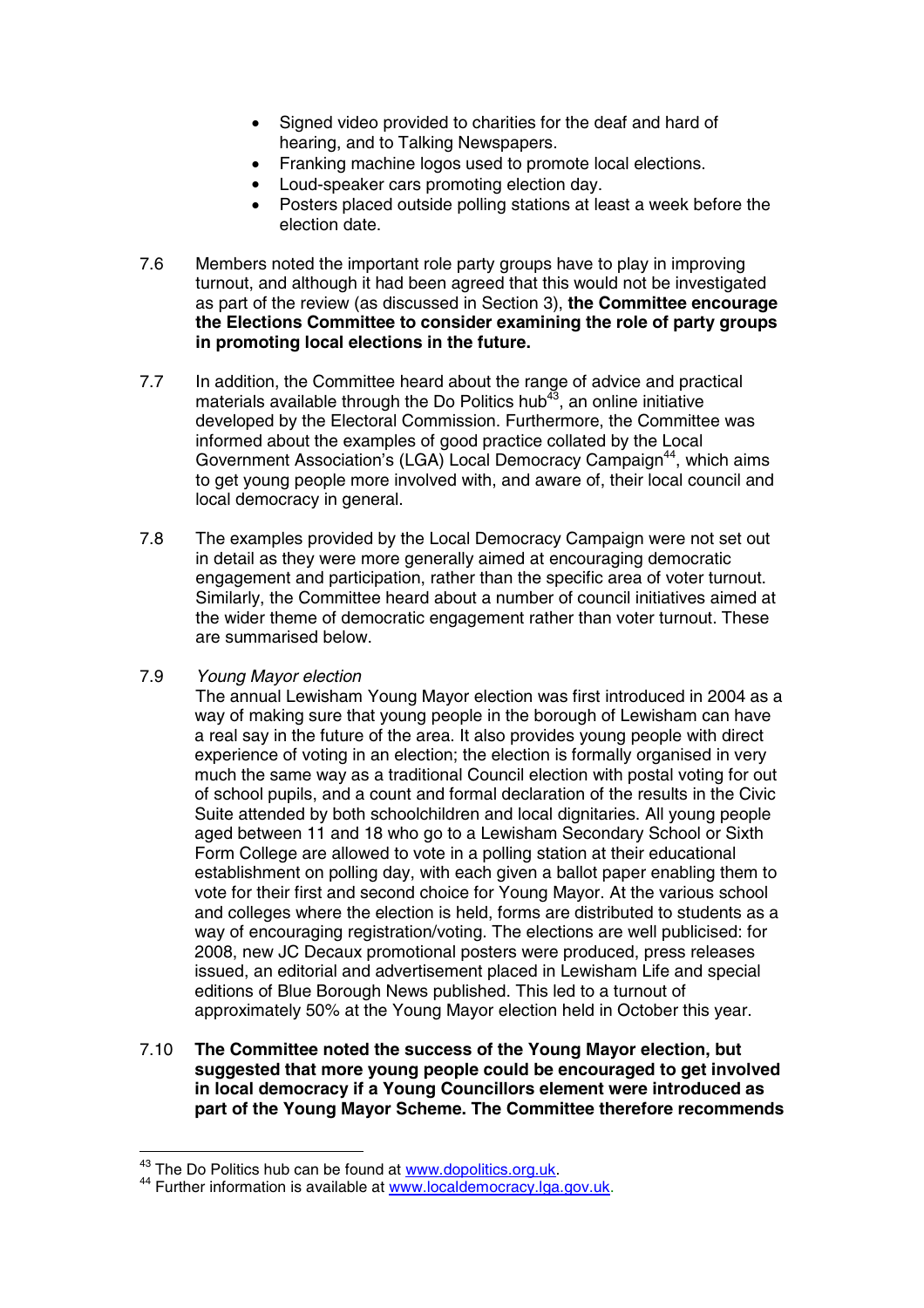- Signed video provided to charities for the deaf and hard of hearing, and to Talking Newspapers.
- Franking machine logos used to promote local elections.
- Loud-speaker cars promoting election day.
- Posters placed outside polling stations at least a week before the election date.

7.6 Members noted the important role party groups have to play in improving turnout, and although it had been agreed that this would not be investigated as part of the review (as discussed in Section 3), **the Committee encourage the Elections Committee to consider examining the role of party groups in promoting local elections in the future.**

7.7 In addition, the Committee heard about the range of advice and practical materials available through the Do Politics hub[43], an online initiative developed by the Electoral Commission. Furthermore, the Committee was informed about the examples of good practice collated by the Local Government Association's (LGA) Local Democracy Campaign[44], which aims to get young people more involved with, and aware of, their local council and local democracy in general.

7.8 The examples provided by the Local Democracy Campaign were not set out in detail as they were more generally aimed at encouraging democratic engagement and participation, rather than the specific area of voter turnout. Similarly, the Committee heard about a number of council initiatives aimed at the wider theme of democratic engagement rather than voter turnout. These are summarised below.

7.9 *Young Mayor election*

The annual Lewisham Young Mayor election was first introduced in 2004 as a way of making sure that young people in the borough of Lewisham can have a real say in the future of the area. It also provides young people with direct experience of voting in an election; the election is formally organised in very much the same way as a traditional Council election with postal voting for out of school pupils, and a count and formal declaration of the results in the Civic Suite attended by both schoolchildren and local dignitaries. All young people aged between 11 and 18 who go to a Lewisham Secondary School or Sixth Form College are allowed to vote in a polling station at their educational establishment on polling day, with each given a ballot paper enabling them to vote for their first and second choice for Young Mayor. At the various school and colleges where the election is held, forms are distributed to students as a way of encouraging registration/voting. The elections are well publicised: for 2008, new JC Decaux promotional posters were produced, press releases issued, an editorial and advertisement placed in Lewisham Life and special editions of Blue Borough News published. This led to a turnout of approximately 50% at the Young Mayor election held in October this year.

7.10 **The Committee noted the success of the Young Mayor election, but suggested that more young people could be encouraged to get involved in local democracy if a Young Councillors element were introduced as part of the Young Mayor Scheme. The Committee therefore recommends**

---

[43] The Do Politics hub can be found at www.dopolitics.org.uk.

[44] Further information is available at www.localdemocracy.lga.gov.uk.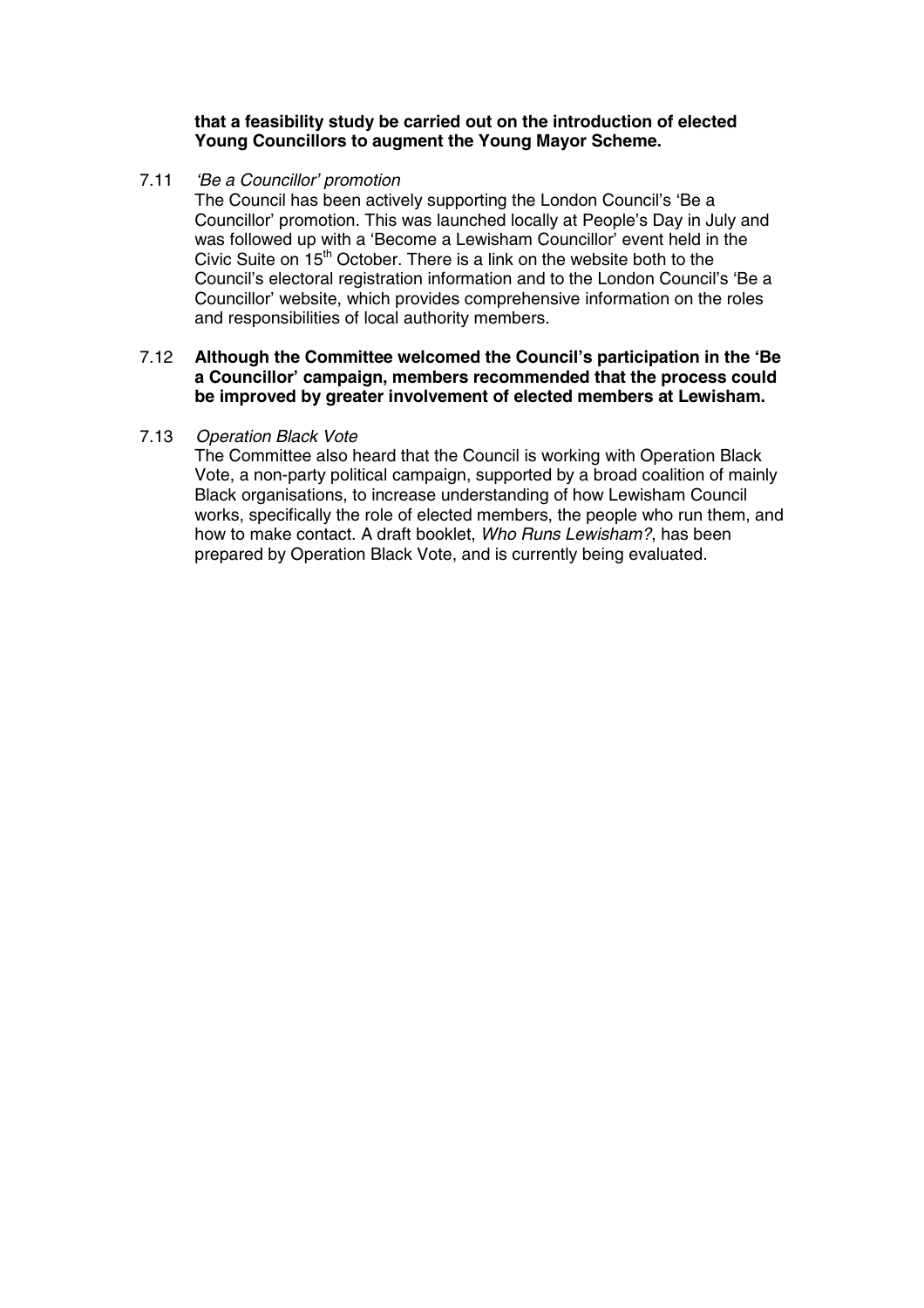**that a feasibility study be carried out on the introduction of elected Young Councillors to augment the Young Mayor Scheme.**

7.11 *'Be a Councillor' promotion*

The Council has been actively supporting the London Council's 'Be a Councillor' promotion. This was launched locally at People's Day in July and was followed up with a 'Become a Lewisham Councillor' event held in the Civic Suite on 15th October. There is a link on the website both to the Council's electoral registration information and to the London Council's 'Be a Councillor' website, which provides comprehensive information on the roles and responsibilities of local authority members.

7.12 **Although the Committee welcomed the Council's participation in the 'Be a Councillor' campaign, members recommended that the process could be improved by greater involvement of elected members at Lewisham.**

7.13 *Operation Black Vote*

The Committee also heard that the Council is working with Operation Black Vote, a non-party political campaign, supported by a broad coalition of mainly Black organisations, to increase understanding of how Lewisham Council works, specifically the role of elected members, the people who run them, and how to make contact. A draft booklet, *Who Runs Lewisham?*, has been prepared by Operation Black Vote, and is currently being evaluated.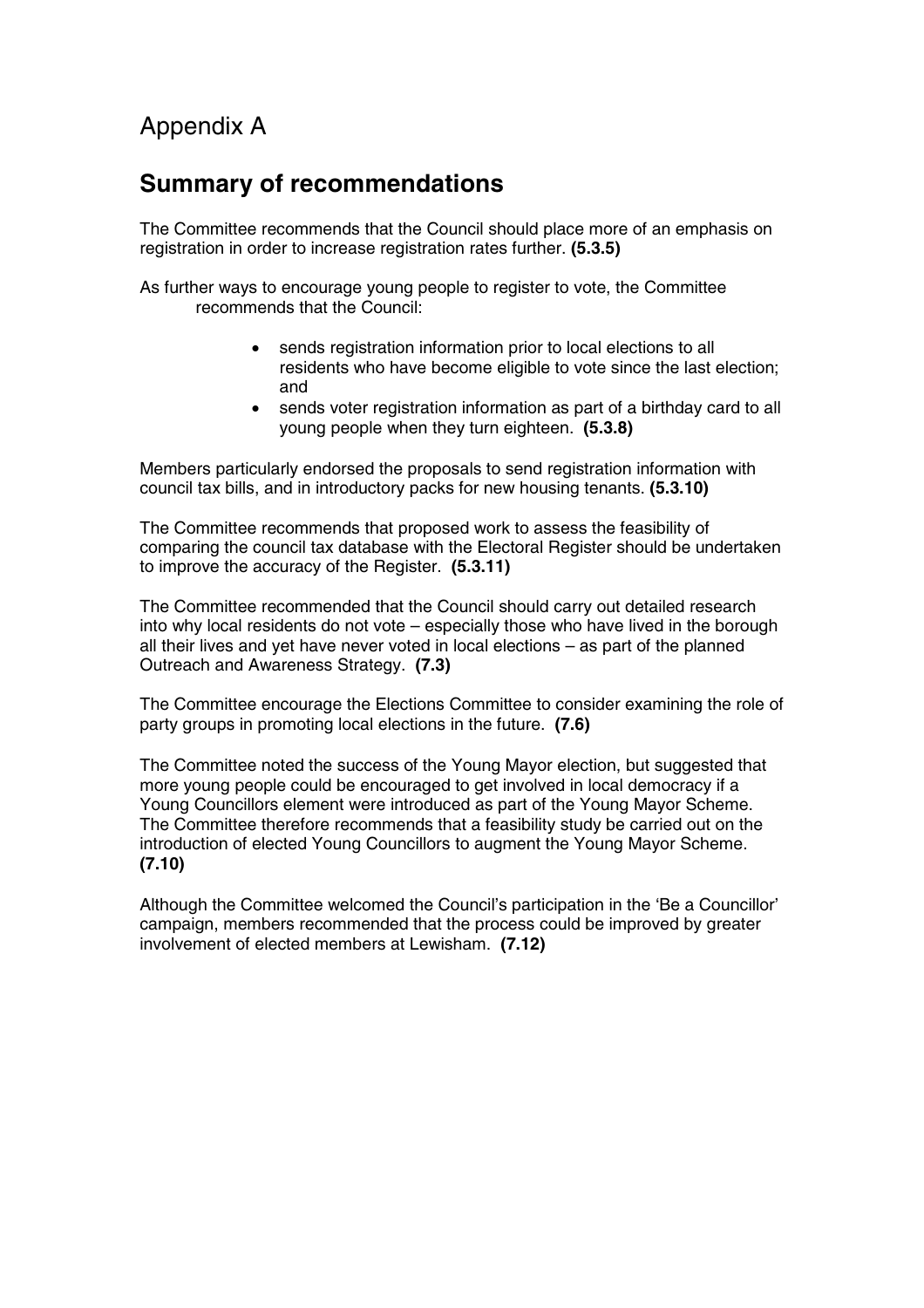# Appendix A

## Summary of recommendations

The Committee recommends that the Council should place more of an emphasis on registration in order to increase registration rates further. **(5.3.5)**

As further ways to encourage young people to register to vote, the Committee recommends that the Council:

- sends registration information prior to local elections to all residents who have become eligible to vote since the last election; and
- sends voter registration information as part of a birthday card to all young people when they turn eighteen. **(5.3.8)**

Members particularly endorsed the proposals to send registration information with council tax bills, and in introductory packs for new housing tenants. **(5.3.10)**

The Committee recommends that proposed work to assess the feasibility of comparing the council tax database with the Electoral Register should be undertaken to improve the accuracy of the Register. **(5.3.11)**

The Committee recommended that the Council should carry out detailed research into why local residents do not vote – especially those who have lived in the borough all their lives and yet have never voted in local elections – as part of the planned Outreach and Awareness Strategy. **(7.3)**

The Committee encourage the Elections Committee to consider examining the role of party groups in promoting local elections in the future. **(7.6)**

The Committee noted the success of the Young Mayor election, but suggested that more young people could be encouraged to get involved in local democracy if a Young Councillors element were introduced as part of the Young Mayor Scheme. The Committee therefore recommends that a feasibility study be carried out on the introduction of elected Young Councillors to augment the Young Mayor Scheme. **(7.10)**

Although the Committee welcomed the Council's participation in the 'Be a Councillor' campaign, members recommended that the process could be improved by greater involvement of elected members at Lewisham. **(7.12)**